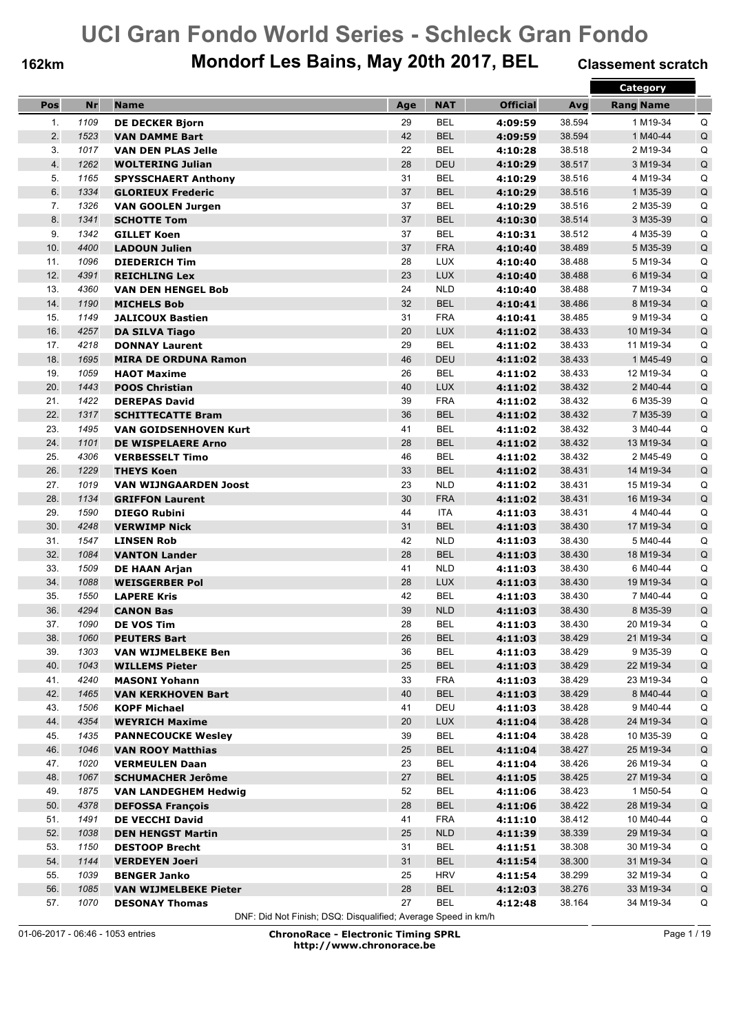# UCI Gran Fondo World Series - Schleck Gran Fondo

**162km** | **Mondorf Les Bains, May 20th 2017, BEL** | **Classement scratch**

| Pos | Nr | Name | Age | NAT | Official | Avg | Category Rang | Category Name | |
|---|---|---|---|---|---|---|---|---|---|
| 1. | 1109 | **DE DECKER Bjorn** | 29 | BEL | **4:09:59** | 38.594 | 1 | M19-34 | Q |
| 2. | 1523 | **VAN DAMME Bart** | 42 | BEL | **4:09:59** | 38.594 | 1 | M40-44 | Q |
| 3. | 1017 | **VAN DEN PLAS Jelle** | 22 | BEL | **4:10:28** | 38.518 | 2 | M19-34 | Q |
| 4. | 1262 | **WOLTERING Julian** | 28 | DEU | **4:10:29** | 38.517 | 3 | M19-34 | Q |
| 5. | 1165 | **SPYSSCHAERT Anthony** | 31 | BEL | **4:10:29** | 38.516 | 4 | M19-34 | Q |
| 6. | 1334 | **GLORIEUX Frederic** | 37 | BEL | **4:10:29** | 38.516 | 1 | M35-39 | Q |
| 7. | 1326 | **VAN GOOLEN Jurgen** | 37 | BEL | **4:10:29** | 38.516 | 2 | M35-39 | Q |
| 8. | 1341 | **SCHOTTE Tom** | 37 | BEL | **4:10:30** | 38.514 | 3 | M35-39 | Q |
| 9. | 1342 | **GILLET Koen** | 37 | BEL | **4:10:31** | 38.512 | 4 | M35-39 | Q |
| 10. | 4400 | **LADOUN Julien** | 37 | FRA | **4:10:40** | 38.489 | 5 | M35-39 | Q |
| 11. | 1096 | **DIEDERICH Tim** | 28 | LUX | **4:10:40** | 38.488 | 5 | M19-34 | Q |
| 12. | 4391 | **REICHLING Lex** | 23 | LUX | **4:10:40** | 38.488 | 6 | M19-34 | Q |
| 13. | 4360 | **VAN DEN HENGEL Bob** | 24 | NLD | **4:10:40** | 38.488 | 7 | M19-34 | Q |
| 14. | 1190 | **MICHELS Bob** | 32 | BEL | **4:10:41** | 38.486 | 8 | M19-34 | Q |
| 15. | 1149 | **JALICOUX Bastien** | 31 | FRA | **4:10:41** | 38.485 | 9 | M19-34 | Q |
| 16. | 4257 | **DA SILVA Tiago** | 20 | LUX | **4:11:02** | 38.433 | 10 | M19-34 | Q |
| 17. | 4218 | **DONNAY Laurent** | 29 | BEL | **4:11:02** | 38.433 | 11 | M19-34 | Q |
| 18. | 1695 | **MIRA DE ORDUNA Ramon** | 46 | DEU | **4:11:02** | 38.433 | 1 | M45-49 | Q |
| 19. | 1059 | **HAOT Maxime** | 26 | BEL | **4:11:02** | 38.433 | 12 | M19-34 | Q |
| 20. | 1443 | **POOS Christian** | 40 | LUX | **4:11:02** | 38.432 | 2 | M40-44 | Q |
| 21. | 1422 | **DEREPAS David** | 39 | FRA | **4:11:02** | 38.432 | 6 | M35-39 | Q |
| 22. | 1317 | **SCHITTECATTE Bram** | 36 | BEL | **4:11:02** | 38.432 | 7 | M35-39 | Q |
| 23. | 1495 | **VAN GOIDSENHOVEN Kurt** | 41 | BEL | **4:11:02** | 38.432 | 3 | M40-44 | Q |
| 24. | 1101 | **DE WISPELAERE Arno** | 28 | BEL | **4:11:02** | 38.432 | 13 | M19-34 | Q |
| 25. | 4306 | **VERBESSELT Timo** | 46 | BEL | **4:11:02** | 38.432 | 2 | M45-49 | Q |
| 26. | 1229 | **THEYS Koen** | 33 | BEL | **4:11:02** | 38.431 | 14 | M19-34 | Q |
| 27. | 1019 | **VAN WIJNGAARDEN Joost** | 23 | NLD | **4:11:02** | 38.431 | 15 | M19-34 | Q |
| 28. | 1134 | **GRIFFON Laurent** | 30 | FRA | **4:11:02** | 38.431 | 16 | M19-34 | Q |
| 29. | 1590 | **DIEGO Rubini** | 44 | ITA | **4:11:03** | 38.431 | 4 | M40-44 | Q |
| 30. | 4248 | **VERWIMP Nick** | 31 | BEL | **4:11:03** | 38.430 | 17 | M19-34 | Q |
| 31. | 1547 | **LINSEN Rob** | 42 | NLD | **4:11:03** | 38.430 | 5 | M40-44 | Q |
| 32. | 1084 | **VANTON Lander** | 28 | BEL | **4:11:03** | 38.430 | 18 | M19-34 | Q |
| 33. | 1509 | **DE HAAN Arjan** | 41 | NLD | **4:11:03** | 38.430 | 6 | M40-44 | Q |
| 34. | 1088 | **WEISGERBER Pol** | 28 | LUX | **4:11:03** | 38.430 | 19 | M19-34 | Q |
| 35. | 1550 | **LAPERE Kris** | 42 | BEL | **4:11:03** | 38.430 | 7 | M40-44 | Q |
| 36. | 4294 | **CANON Bas** | 39 | NLD | **4:11:03** | 38.430 | 8 | M35-39 | Q |
| 37. | 1090 | **DE VOS Tim** | 28 | BEL | **4:11:03** | 38.430 | 20 | M19-34 | Q |
| 38. | 1060 | **PEUTERS Bart** | 26 | BEL | **4:11:03** | 38.429 | 21 | M19-34 | Q |
| 39. | 1303 | **VAN WIJMELBEKE Ben** | 36 | BEL | **4:11:03** | 38.429 | 9 | M35-39 | Q |
| 40. | 1043 | **WILLEMS Pieter** | 25 | BEL | **4:11:03** | 38.429 | 22 | M19-34 | Q |
| 41. | 4240 | **MASONI Yohann** | 33 | FRA | **4:11:03** | 38.429 | 23 | M19-34 | Q |
| 42. | 1465 | **VAN KERKHOVEN Bart** | 40 | BEL | **4:11:03** | 38.429 | 8 | M40-44 | Q |
| 43. | 1506 | **KOPF Michael** | 41 | DEU | **4:11:03** | 38.428 | 9 | M40-44 | Q |
| 44. | 4354 | **WEYRICH Maxime** | 20 | LUX | **4:11:04** | 38.428 | 24 | M19-34 | Q |
| 45. | 1435 | **PANNECOUCKE Wesley** | 39 | BEL | **4:11:04** | 38.428 | 10 | M35-39 | Q |
| 46. | 1046 | **VAN ROOY Matthias** | 25 | BEL | **4:11:04** | 38.427 | 25 | M19-34 | Q |
| 47. | 1020 | **VERMEULEN Daan** | 23 | BEL | **4:11:04** | 38.426 | 26 | M19-34 | Q |
| 48. | 1067 | **SCHUMACHER Jerôme** | 27 | BEL | **4:11:05** | 38.425 | 27 | M19-34 | Q |
| 49. | 1875 | **VAN LANDEGHEM Hedwig** | 52 | BEL | **4:11:06** | 38.423 | 1 | M50-54 | Q |
| 50. | 4378 | **DEFOSSA François** | 28 | BEL | **4:11:06** | 38.422 | 28 | M19-34 | Q |
| 51. | 1491 | **DE VECCHI David** | 41 | FRA | **4:11:10** | 38.412 | 10 | M40-44 | Q |
| 52. | 1038 | **DEN HENGST Martin** | 25 | NLD | **4:11:39** | 38.339 | 29 | M19-34 | Q |
| 53. | 1150 | **DESTOOP Brecht** | 31 | BEL | **4:11:51** | 38.308 | 30 | M19-34 | Q |
| 54. | 1144 | **VERDEYEN Joeri** | 31 | BEL | **4:11:54** | 38.300 | 31 | M19-34 | Q |
| 55. | 1039 | **BENGER Janko** | 25 | HRV | **4:11:54** | 38.299 | 32 | M19-34 | Q |
| 56. | 1085 | **VAN WIJMELBEKE Pieter** | 28 | BEL | **4:12:03** | 38.276 | 33 | M19-34 | Q |
| 57. | 1070 | **DESONAY Thomas** | 27 | BEL | **4:12:48** | 38.164 | 34 | M19-34 | Q |

DNF: Did Not Finish; DSQ: Disqualified; Average Speed in km/h

01-06-2017 - 06:46 - 1053 entries

**ChronoRace - Electronic Timing SPRL**
**http://www.chronorace.be**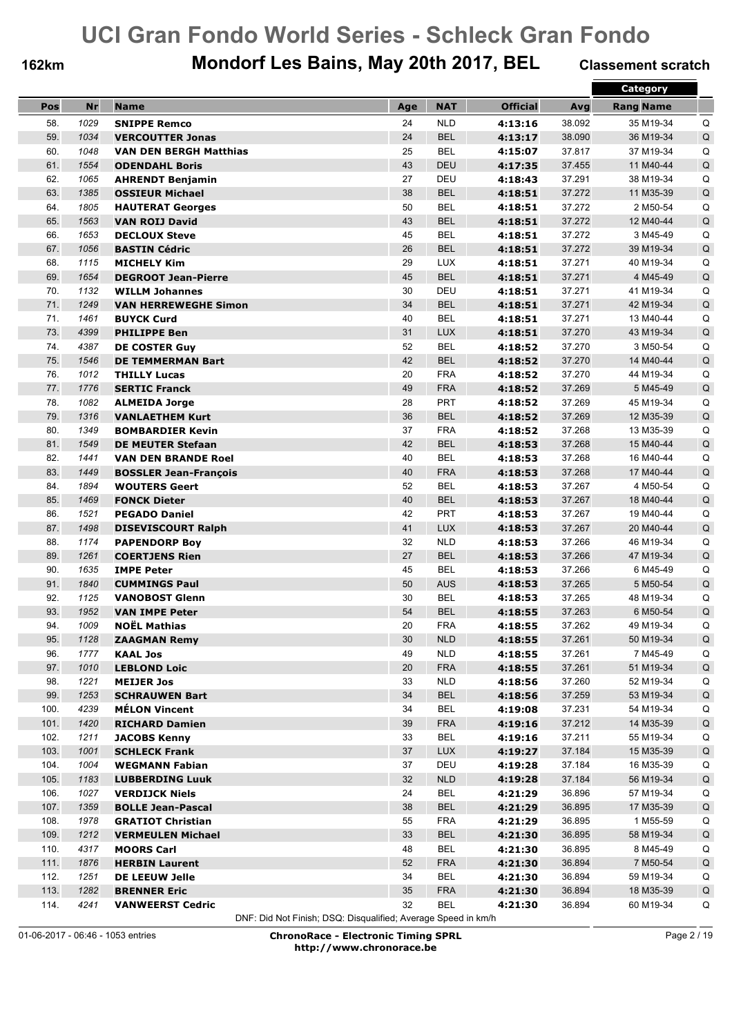# UCI Gran Fondo World Series - Schleck Gran Fondo

**162km** — **Mondorf Les Bains, May 20th 2017, BEL** — **Classement scratch**

| Pos | Nr | Name | Age | NAT | Official | Avg | Category Rang | Category Name | |
|---|---|---|---|---|---|---|---|---|---|
| 58. | 1029 | **SNIPPE Remco** | 24 | NLD | **4:13:16** | 38.092 | 35 | M19-34 | Q |
| 59. | 1034 | **VERCOUTTER Jonas** | 24 | BEL | **4:13:17** | 38.090 | 36 | M19-34 | Q |
| 60. | 1048 | **VAN DEN BERGH Matthias** | 25 | BEL | **4:15:07** | 37.817 | 37 | M19-34 | Q |
| 61. | 1554 | **ODENDAHL Boris** | 43 | DEU | **4:17:35** | 37.455 | 11 | M40-44 | Q |
| 62. | 1065 | **AHRENDT Benjamin** | 27 | DEU | **4:18:43** | 37.291 | 38 | M19-34 | Q |
| 63. | 1385 | **OSSIEUR Michael** | 38 | BEL | **4:18:51** | 37.272 | 11 | M35-39 | Q |
| 64. | 1805 | **HAUTERAT Georges** | 50 | BEL | **4:18:51** | 37.272 | 2 | M50-54 | Q |
| 65. | 1563 | **VAN ROIJ David** | 43 | BEL | **4:18:51** | 37.272 | 12 | M40-44 | Q |
| 66. | 1653 | **DECLOUX Steve** | 45 | BEL | **4:18:51** | 37.272 | 3 | M45-49 | Q |
| 67. | 1056 | **BASTIN Cédric** | 26 | BEL | **4:18:51** | 37.272 | 39 | M19-34 | Q |
| 68. | 1115 | **MICHELY Kim** | 29 | LUX | **4:18:51** | 37.271 | 40 | M19-34 | Q |
| 69. | 1654 | **DEGROOT Jean-Pierre** | 45 | BEL | **4:18:51** | 37.271 | 4 | M45-49 | Q |
| 70. | 1132 | **WILLM Johannes** | 30 | DEU | **4:18:51** | 37.271 | 41 | M19-34 | Q |
| 71. | 1249 | **VAN HERREWEGHE Simon** | 34 | BEL | **4:18:51** | 37.271 | 42 | M19-34 | Q |
| 71. | 1461 | **BUYCK Curd** | 40 | BEL | **4:18:51** | 37.271 | 13 | M40-44 | Q |
| 73. | 4399 | **PHILIPPE Ben** | 31 | LUX | **4:18:51** | 37.270 | 43 | M19-34 | Q |
| 74. | 4387 | **DE COSTER Guy** | 52 | BEL | **4:18:52** | 37.270 | 3 | M50-54 | Q |
| 75. | 1546 | **DE TEMMERMAN Bart** | 42 | BEL | **4:18:52** | 37.270 | 14 | M40-44 | Q |
| 76. | 1012 | **THILLY Lucas** | 20 | FRA | **4:18:52** | 37.270 | 44 | M19-34 | Q |
| 77. | 1776 | **SERTIC Franck** | 49 | FRA | **4:18:52** | 37.269 | 5 | M45-49 | Q |
| 78. | 1082 | **ALMEIDA Jorge** | 28 | PRT | **4:18:52** | 37.269 | 45 | M19-34 | Q |
| 79. | 1316 | **VANLAETHEM Kurt** | 36 | BEL | **4:18:52** | 37.269 | 12 | M35-39 | Q |
| 80. | 1349 | **BOMBARDIER Kevin** | 37 | FRA | **4:18:52** | 37.268 | 13 | M35-39 | Q |
| 81. | 1549 | **DE MEUTER Stefaan** | 42 | BEL | **4:18:53** | 37.268 | 15 | M40-44 | Q |
| 82. | 1441 | **VAN DEN BRANDE Roel** | 40 | BEL | **4:18:53** | 37.268 | 16 | M40-44 | Q |
| 83. | 1449 | **BOSSLER Jean-François** | 40 | FRA | **4:18:53** | 37.268 | 17 | M40-44 | Q |
| 84. | 1894 | **WOUTERS Geert** | 52 | BEL | **4:18:53** | 37.267 | 4 | M50-54 | Q |
| 85. | 1469 | **FONCK Dieter** | 40 | BEL | **4:18:53** | 37.267 | 18 | M40-44 | Q |
| 86. | 1521 | **PEGADO Daniel** | 42 | PRT | **4:18:53** | 37.267 | 19 | M40-44 | Q |
| 87. | 1498 | **DISEVISCOURT Ralph** | 41 | LUX | **4:18:53** | 37.267 | 20 | M40-44 | Q |
| 88. | 1174 | **PAPENDORP Boy** | 32 | NLD | **4:18:53** | 37.266 | 46 | M19-34 | Q |
| 89. | 1261 | **COERTJENS Rien** | 27 | BEL | **4:18:53** | 37.266 | 47 | M19-34 | Q |
| 90. | 1635 | **IMPE Peter** | 45 | BEL | **4:18:53** | 37.266 | 6 | M45-49 | Q |
| 91. | 1840 | **CUMMINGS Paul** | 50 | AUS | **4:18:53** | 37.265 | 5 | M50-54 | Q |
| 92. | 1125 | **VANOBOST Glenn** | 30 | BEL | **4:18:53** | 37.265 | 48 | M19-34 | Q |
| 93. | 1952 | **VAN IMPE Peter** | 54 | BEL | **4:18:55** | 37.263 | 6 | M50-54 | Q |
| 94. | 1009 | **NOËL Mathias** | 20 | FRA | **4:18:55** | 37.262 | 49 | M19-34 | Q |
| 95. | 1128 | **ZAAGMAN Remy** | 30 | NLD | **4:18:55** | 37.261 | 50 | M19-34 | Q |
| 96. | 1777 | **KAAL Jos** | 49 | NLD | **4:18:55** | 37.261 | 7 | M45-49 | Q |
| 97. | 1010 | **LEBLOND Loic** | 20 | FRA | **4:18:55** | 37.261 | 51 | M19-34 | Q |
| 98. | 1221 | **MEIJER Jos** | 33 | NLD | **4:18:56** | 37.260 | 52 | M19-34 | Q |
| 99. | 1253 | **SCHRAUWEN Bart** | 34 | BEL | **4:18:56** | 37.259 | 53 | M19-34 | Q |
| 100. | 4239 | **MÉLON Vincent** | 34 | BEL | **4:19:08** | 37.231 | 54 | M19-34 | Q |
| 101. | 1420 | **RICHARD Damien** | 39 | FRA | **4:19:16** | 37.212 | 14 | M35-39 | Q |
| 102. | 1211 | **JACOBS Kenny** | 33 | BEL | **4:19:16** | 37.211 | 55 | M19-34 | Q |
| 103. | 1001 | **SCHLECK Frank** | 37 | LUX | **4:19:27** | 37.184 | 15 | M35-39 | Q |
| 104. | 1004 | **WEGMANN Fabian** | 37 | DEU | **4:19:28** | 37.184 | 16 | M35-39 | Q |
| 105. | 1183 | **LUBBERDING Luuk** | 32 | NLD | **4:19:28** | 37.184 | 56 | M19-34 | Q |
| 106. | 1027 | **VERDIJCK Niels** | 24 | BEL | **4:21:29** | 36.896 | 57 | M19-34 | Q |
| 107. | 1359 | **BOLLE Jean-Pascal** | 38 | BEL | **4:21:29** | 36.895 | 17 | M35-39 | Q |
| 108. | 1978 | **GRATIOT Christian** | 55 | FRA | **4:21:29** | 36.895 | 1 | M55-59 | Q |
| 109. | 1212 | **VERMEULEN Michael** | 33 | BEL | **4:21:30** | 36.895 | 58 | M19-34 | Q |
| 110. | 4317 | **MOORS Carl** | 48 | BEL | **4:21:30** | 36.895 | 8 | M45-49 | Q |
| 111. | 1876 | **HERBIN Laurent** | 52 | FRA | **4:21:30** | 36.894 | 7 | M50-54 | Q |
| 112. | 1251 | **DE LEEUW Jelle** | 34 | BEL | **4:21:30** | 36.894 | 59 | M19-34 | Q |
| 113. | 1282 | **BRENNER Eric** | 35 | FRA | **4:21:30** | 36.894 | 18 | M35-39 | Q |
| 114. | 4241 | **VANWEERST Cedric** | 32 | BEL | **4:21:30** | 36.894 | 60 | M19-34 | Q |

DNF: Did Not Finish; DSQ: Disqualified; Average Speed in km/h

01-06-2017 - 06:46 - 1053 entries

**ChronoRace - Electronic Timing SPRL**
**http://www.chronorace.be**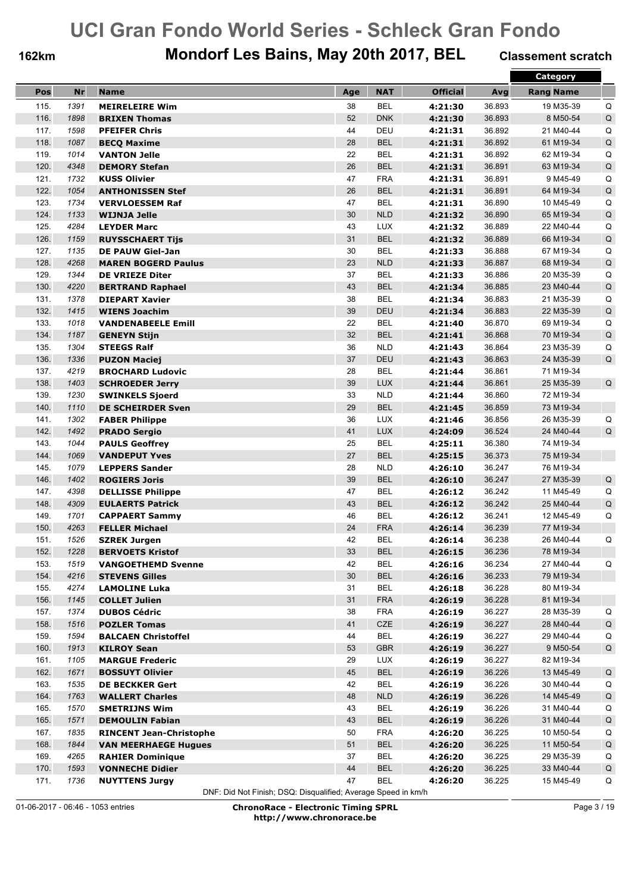# UCI Gran Fondo World Series - Schleck Gran Fondo

**162km** **Mondorf Les Bains, May 20th 2017, BEL** **Classement scratch**

| Pos | Nr | Name | Age | NAT | Official | Avg | Rang | Category Name | |
|---|---|---|---|---|---|---|---|---|---|
| 115. | 1391 | **MEIRELEIRE Wim** | 38 | BEL | **4:21:30** | 36.893 | 19 | M35-39 | Q |
| 116. | 1898 | **BRIXEN Thomas** | 52 | DNK | **4:21:30** | 36.893 | 8 | M50-54 | Q |
| 117. | 1598 | **PFEIFER Chris** | 44 | DEU | **4:21:31** | 36.892 | 21 | M40-44 | Q |
| 118. | 1087 | **BECQ Maxime** | 28 | BEL | **4:21:31** | 36.892 | 61 | M19-34 | Q |
| 119. | 1014 | **VANTON Jelle** | 22 | BEL | **4:21:31** | 36.892 | 62 | M19-34 | Q |
| 120. | 4348 | **DEMORY Stefan** | 26 | BEL | **4:21:31** | 36.891 | 63 | M19-34 | Q |
| 121. | 1732 | **KUSS Olivier** | 47 | FRA | **4:21:31** | 36.891 | 9 | M45-49 | Q |
| 122. | 1054 | **ANTHONISSEN Stef** | 26 | BEL | **4:21:31** | 36.891 | 64 | M19-34 | Q |
| 123. | 1734 | **VERVLOESSEM Raf** | 47 | BEL | **4:21:31** | 36.890 | 10 | M45-49 | Q |
| 124. | 1133 | **WIJNJA Jelle** | 30 | NLD | **4:21:32** | 36.890 | 65 | M19-34 | Q |
| 125. | 4284 | **LEYDER Marc** | 43 | LUX | **4:21:32** | 36.889 | 22 | M40-44 | Q |
| 126. | 1159 | **RUYSSCHAERT Tijs** | 31 | BEL | **4:21:32** | 36.889 | 66 | M19-34 | Q |
| 127. | 1135 | **DE PAUW Giel-Jan** | 30 | BEL | **4:21:33** | 36.888 | 67 | M19-34 | Q |
| 128. | 4268 | **MAREN BOGERD Paulus** | 23 | NLD | **4:21:33** | 36.887 | 68 | M19-34 | Q |
| 129. | 1344 | **DE VRIEZE Diter** | 37 | BEL | **4:21:33** | 36.886 | 20 | M35-39 | Q |
| 130. | 4220 | **BERTRAND Raphael** | 43 | BEL | **4:21:34** | 36.885 | 23 | M40-44 | Q |
| 131. | 1378 | **DIEPART Xavier** | 38 | BEL | **4:21:34** | 36.883 | 21 | M35-39 | Q |
| 132. | 1415 | **WIENS Joachim** | 39 | DEU | **4:21:34** | 36.883 | 22 | M35-39 | Q |
| 133. | 1018 | **VANDENABEELE Emill** | 22 | BEL | **4:21:40** | 36.870 | 69 | M19-34 | Q |
| 134. | 1187 | **GENEYN Stijn** | 32 | BEL | **4:21:41** | 36.868 | 70 | M19-34 | Q |
| 135. | 1304 | **STEEGS Ralf** | 36 | NLD | **4:21:43** | 36.864 | 23 | M35-39 | Q |
| 136. | 1336 | **PUZON Maciej** | 37 | DEU | **4:21:43** | 36.863 | 24 | M35-39 | Q |
| 137. | 4219 | **BROCHARD Ludovic** | 28 | BEL | **4:21:44** | 36.861 | 71 | M19-34 | |
| 138. | 1403 | **SCHROEDER Jerry** | 39 | LUX | **4:21:44** | 36.861 | 25 | M35-39 | Q |
| 139. | 1230 | **SWINKELS Sjoerd** | 33 | NLD | **4:21:44** | 36.860 | 72 | M19-34 | |
| 140. | 1110 | **DE SCHEIRDER Sven** | 29 | BEL | **4:21:45** | 36.859 | 73 | M19-34 | |
| 141. | 1302 | **FABER Philippe** | 36 | LUX | **4:21:46** | 36.856 | 26 | M35-39 | Q |
| 142. | 1492 | **PRADO Sergio** | 41 | LUX | **4:24:09** | 36.524 | 24 | M40-44 | Q |
| 143. | 1044 | **PAULS Geoffrey** | 25 | BEL | **4:25:11** | 36.380 | 74 | M19-34 | |
| 144. | 1069 | **VANDEPUT Yves** | 27 | BEL | **4:25:15** | 36.373 | 75 | M19-34 | |
| 145. | 1079 | **LEPPERS Sander** | 28 | NLD | **4:26:10** | 36.247 | 76 | M19-34 | |
| 146. | 1402 | **ROGIERS Joris** | 39 | BEL | **4:26:10** | 36.247 | 27 | M35-39 | Q |
| 147. | 4398 | **DELLISSE Philippe** | 47 | BEL | **4:26:12** | 36.242 | 11 | M45-49 | Q |
| 148. | 4309 | **EULAERTS Patrick** | 43 | BEL | **4:26:12** | 36.242 | 25 | M40-44 | Q |
| 149. | 1701 | **CAPPAERT Sammy** | 46 | BEL | **4:26:12** | 36.241 | 12 | M45-49 | Q |
| 150. | 4263 | **FELLER Michael** | 24 | FRA | **4:26:14** | 36.239 | 77 | M19-34 | |
| 151. | 1526 | **SZREK Jurgen** | 42 | BEL | **4:26:14** | 36.238 | 26 | M40-44 | Q |
| 152. | 1228 | **BERVOETS Kristof** | 33 | BEL | **4:26:15** | 36.236 | 78 | M19-34 | |
| 153. | 1519 | **VANGOETHEMD Svenne** | 42 | BEL | **4:26:16** | 36.234 | 27 | M40-44 | Q |
| 154. | 4216 | **STEVENS Gilles** | 30 | BEL | **4:26:16** | 36.233 | 79 | M19-34 | |
| 155. | 4274 | **LAMOLINE Luka** | 31 | BEL | **4:26:18** | 36.228 | 80 | M19-34 | |
| 156. | 1145 | **COLLET Julien** | 31 | FRA | **4:26:19** | 36.228 | 81 | M19-34 | |
| 157. | 1374 | **DUBOS Cédric** | 38 | FRA | **4:26:19** | 36.227 | 28 | M35-39 | Q |
| 158. | 1516 | **POZLER Tomas** | 41 | CZE | **4:26:19** | 36.227 | 28 | M40-44 | Q |
| 159. | 1594 | **BALCAEN Christoffel** | 44 | BEL | **4:26:19** | 36.227 | 29 | M40-44 | Q |
| 160. | 1913 | **KILROY Sean** | 53 | GBR | **4:26:19** | 36.227 | 9 | M50-54 | Q |
| 161. | 1105 | **MARGUE Frederic** | 29 | LUX | **4:26:19** | 36.227 | 82 | M19-34 | |
| 162. | 1671 | **BOSSUYT Olivier** | 45 | BEL | **4:26:19** | 36.226 | 13 | M45-49 | Q |
| 163. | 1535 | **DE BECKKER Gert** | 42 | BEL | **4:26:19** | 36.226 | 30 | M40-44 | Q |
| 164. | 1763 | **WALLERT Charles** | 48 | NLD | **4:26:19** | 36.226 | 14 | M45-49 | Q |
| 165. | 1570 | **SMETRIJNS Wim** | 43 | BEL | **4:26:19** | 36.226 | 31 | M40-44 | Q |
| 165. | 1571 | **DEMOULIN Fabian** | 43 | BEL | **4:26:19** | 36.226 | 31 | M40-44 | Q |
| 167. | 1835 | **RINCENT Jean-Christophe** | 50 | FRA | **4:26:20** | 36.225 | 10 | M50-54 | Q |
| 168. | 1844 | **VAN MEERHAEGE Hugues** | 51 | BEL | **4:26:20** | 36.225 | 11 | M50-54 | Q |
| 169. | 4265 | **RAHIER Dominique** | 37 | BEL | **4:26:20** | 36.225 | 29 | M35-39 | Q |
| 170. | 1593 | **VONNECHE Didier** | 44 | BEL | **4:26:20** | 36.225 | 33 | M40-44 | Q |
| 171. | 1736 | **NUYTTENS Jurgy** | 47 | BEL | **4:26:20** | 36.225 | 15 | M45-49 | Q |

DNF: Did Not Finish; DSQ: Disqualified; Average Speed in km/h

01-06-2017 - 06:46 - 1053 entries

**ChronoRace - Electronic Timing SPRL**
**http://www.chronorace.be**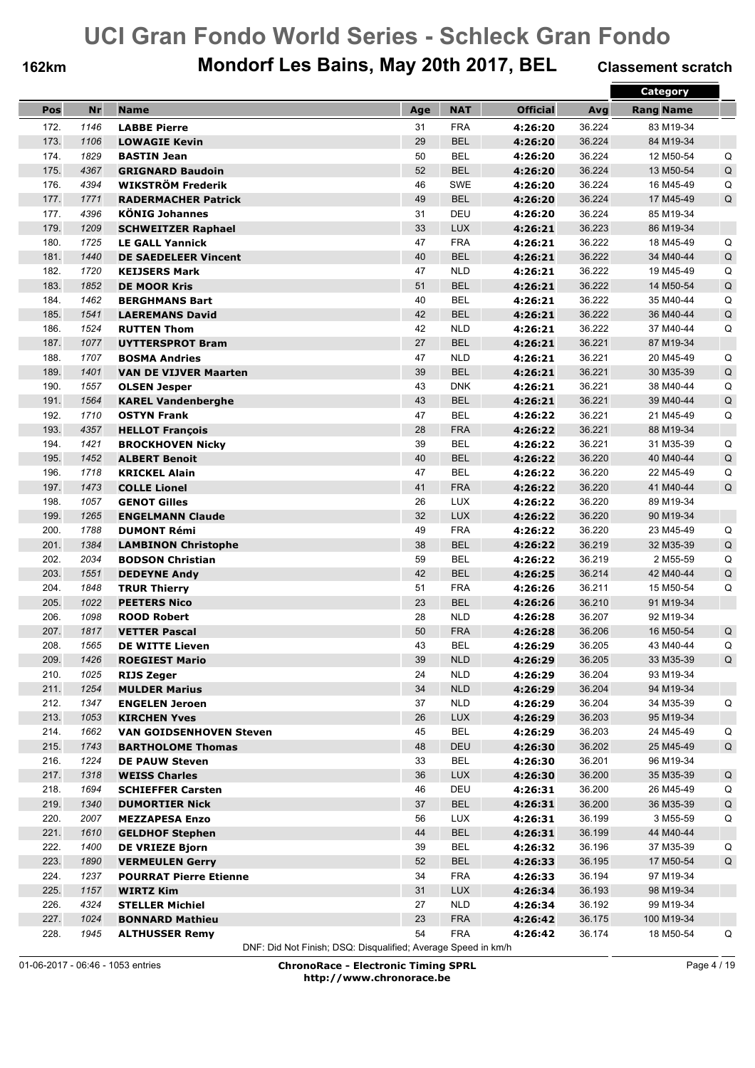# UCI Gran Fondo World Series - Schleck Gran Fondo

**162km** **Mondorf Les Bains, May 20th 2017, BEL** **Classement scratch**

| Pos | Nr | Name | Age | NAT | Official | Avg | Category Rang | Category Name | |
|---|---|---|---|---|---|---|---|---|---|
| 172. | 1146 | **LABBE Pierre** | 31 | FRA | **4:26:20** | 36.224 | 83 | M19-34 | |
| 173. | 1106 | **LOWAGIE Kevin** | 29 | BEL | **4:26:20** | 36.224 | 84 | M19-34 | |
| 174. | 1829 | **BASTIN Jean** | 50 | BEL | **4:26:20** | 36.224 | 12 | M50-54 | Q |
| 175. | 4367 | **GRIGNARD Baudoin** | 52 | BEL | **4:26:20** | 36.224 | 13 | M50-54 | Q |
| 176. | 4394 | **WIKSTRÖM Frederik** | 46 | SWE | **4:26:20** | 36.224 | 16 | M45-49 | Q |
| 177. | 1771 | **RADERMACHER Patrick** | 49 | BEL | **4:26:20** | 36.224 | 17 | M45-49 | Q |
| 177. | 4396 | **KÖNIG Johannes** | 31 | DEU | **4:26:20** | 36.224 | 85 | M19-34 | |
| 179. | 1209 | **SCHWEITZER Raphael** | 33 | LUX | **4:26:21** | 36.223 | 86 | M19-34 | |
| 180. | 1725 | **LE GALL Yannick** | 47 | FRA | **4:26:21** | 36.222 | 18 | M45-49 | Q |
| 181. | 1440 | **DE SAEDELEER Vincent** | 40 | BEL | **4:26:21** | 36.222 | 34 | M40-44 | Q |
| 182. | 1720 | **KEIJSERS Mark** | 47 | NLD | **4:26:21** | 36.222 | 19 | M45-49 | Q |
| 183. | 1852 | **DE MOOR Kris** | 51 | BEL | **4:26:21** | 36.222 | 14 | M50-54 | Q |
| 184. | 1462 | **BERGHMANS Bart** | 40 | BEL | **4:26:21** | 36.222 | 35 | M40-44 | Q |
| 185. | 1541 | **LAEREMANS David** | 42 | BEL | **4:26:21** | 36.222 | 36 | M40-44 | Q |
| 186. | 1524 | **RUTTEN Thom** | 42 | NLD | **4:26:21** | 36.222 | 37 | M40-44 | Q |
| 187. | 1077 | **UYTTERSPROT Bram** | 27 | BEL | **4:26:21** | 36.221 | 87 | M19-34 | |
| 188. | 1707 | **BOSMA Andries** | 47 | NLD | **4:26:21** | 36.221 | 20 | M45-49 | Q |
| 189. | 1401 | **VAN DE VIJVER Maarten** | 39 | BEL | **4:26:21** | 36.221 | 30 | M35-39 | Q |
| 190. | 1557 | **OLSEN Jesper** | 43 | DNK | **4:26:21** | 36.221 | 38 | M40-44 | Q |
| 191. | 1564 | **KAREL Vandenberghe** | 43 | BEL | **4:26:21** | 36.221 | 39 | M40-44 | Q |
| 192. | 1710 | **OSTYN Frank** | 47 | BEL | **4:26:22** | 36.221 | 21 | M45-49 | Q |
| 193. | 4357 | **HELLOT François** | 28 | FRA | **4:26:22** | 36.221 | 88 | M19-34 | |
| 194. | 1421 | **BROCKHOVEN Nicky** | 39 | BEL | **4:26:22** | 36.221 | 31 | M35-39 | Q |
| 195. | 1452 | **ALBERT Benoit** | 40 | BEL | **4:26:22** | 36.220 | 40 | M40-44 | Q |
| 196. | 1718 | **KRICKEL Alain** | 47 | BEL | **4:26:22** | 36.220 | 22 | M45-49 | Q |
| 197. | 1473 | **COLLE Lionel** | 41 | FRA | **4:26:22** | 36.220 | 41 | M40-44 | Q |
| 198. | 1057 | **GENOT Gilles** | 26 | LUX | **4:26:22** | 36.220 | 89 | M19-34 | |
| 199. | 1265 | **ENGELMANN Claude** | 32 | LUX | **4:26:22** | 36.220 | 90 | M19-34 | |
| 200. | 1788 | **DUMONT Rémi** | 49 | FRA | **4:26:22** | 36.220 | 23 | M45-49 | Q |
| 201. | 1384 | **LAMBINON Christophe** | 38 | BEL | **4:26:22** | 36.219 | 32 | M35-39 | Q |
| 202. | 2034 | **BODSON Christian** | 59 | BEL | **4:26:22** | 36.219 | 2 | M55-59 | Q |
| 203. | 1551 | **DEDEYNE Andy** | 42 | BEL | **4:26:25** | 36.214 | 42 | M40-44 | Q |
| 204. | 1848 | **TRUR Thierry** | 51 | FRA | **4:26:26** | 36.211 | 15 | M50-54 | Q |
| 205. | 1022 | **PEETERS Nico** | 23 | BEL | **4:26:26** | 36.210 | 91 | M19-34 | |
| 206. | 1098 | **ROOD Robert** | 28 | NLD | **4:26:28** | 36.207 | 92 | M19-34 | |
| 207. | 1817 | **VETTER Pascal** | 50 | FRA | **4:26:28** | 36.206 | 16 | M50-54 | Q |
| 208. | 1565 | **DE WITTE Lieven** | 43 | BEL | **4:26:29** | 36.205 | 43 | M40-44 | Q |
| 209. | 1426 | **ROEGIEST Mario** | 39 | NLD | **4:26:29** | 36.205 | 33 | M35-39 | Q |
| 210. | 1025 | **RIJS Zeger** | 24 | NLD | **4:26:29** | 36.204 | 93 | M19-34 | |
| 211. | 1254 | **MULDER Marius** | 34 | NLD | **4:26:29** | 36.204 | 94 | M19-34 | |
| 212. | 1347 | **ENGELEN Jeroen** | 37 | NLD | **4:26:29** | 36.204 | 34 | M35-39 | Q |
| 213. | 1053 | **KIRCHEN Yves** | 26 | LUX | **4:26:29** | 36.203 | 95 | M19-34 | |
| 214. | 1662 | **VAN GOIDSENHOVEN Steven** | 45 | BEL | **4:26:29** | 36.203 | 24 | M45-49 | Q |
| 215. | 1743 | **BARTHOLOME Thomas** | 48 | DEU | **4:26:30** | 36.202 | 25 | M45-49 | Q |
| 216. | 1224 | **DE PAUW Steven** | 33 | BEL | **4:26:30** | 36.201 | 96 | M19-34 | |
| 217. | 1318 | **WEISS Charles** | 36 | LUX | **4:26:30** | 36.200 | 35 | M35-39 | Q |
| 218. | 1694 | **SCHIEFFER Carsten** | 46 | DEU | **4:26:31** | 36.200 | 26 | M45-49 | Q |
| 219. | 1340 | **DUMORTIER Nick** | 37 | BEL | **4:26:31** | 36.200 | 36 | M35-39 | Q |
| 220. | 2007 | **MEZZAPESA Enzo** | 56 | LUX | **4:26:31** | 36.199 | 3 | M55-59 | Q |
| 221. | 1610 | **GELDHOF Stephen** | 44 | BEL | **4:26:31** | 36.199 | 44 | M40-44 | |
| 222. | 1400 | **DE VRIEZE Bjorn** | 39 | BEL | **4:26:32** | 36.196 | 37 | M35-39 | Q |
| 223. | 1890 | **VERMEULEN Gerry** | 52 | BEL | **4:26:33** | 36.195 | 17 | M50-54 | Q |
| 224. | 1237 | **POURRAT Pierre Etienne** | 34 | FRA | **4:26:33** | 36.194 | 97 | M19-34 | |
| 225. | 1157 | **WIRTZ Kim** | 31 | LUX | **4:26:34** | 36.193 | 98 | M19-34 | |
| 226. | 4324 | **STELLER Michiel** | 27 | NLD | **4:26:34** | 36.192 | 99 | M19-34 | |
| 227. | 1024 | **BONNARD Mathieu** | 23 | FRA | **4:26:42** | 36.175 | 100 | M19-34 | |
| 228. | 1945 | **ALTHUSSER Remy** | 54 | FRA | **4:26:42** | 36.174 | 18 | M50-54 | Q |

DNF: Did Not Finish; DSQ: Disqualified; Average Speed in km/h

01-06-2017 - 06:46 - 1053 entries

**ChronoRace - Electronic Timing SPRL**
**http://www.chronorace.be**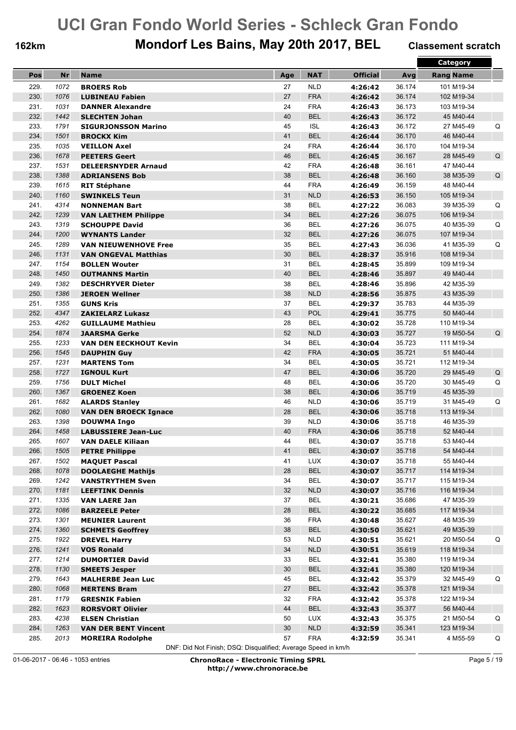# UCI Gran Fondo World Series - Schleck Gran Fondo

**162km** **Mondorf Les Bains, May 20th 2017, BEL** **Classement scratch**

| Pos | Nr | Name | Age | NAT | Official | Avg | Category Rang | Category Name | |
|---|---|---|---|---|---|---|---|---|---|
| 229. | 1072 | **BROERS Rob** | 27 | NLD | **4:26:42** | 36.174 | 101 | M19-34 | |
| 230. | 1076 | **LUBINEAU Fabien** | 27 | FRA | **4:26:42** | 36.174 | 102 | M19-34 | |
| 231. | 1031 | **DANNER Alexandre** | 24 | FRA | **4:26:43** | 36.173 | 103 | M19-34 | |
| 232. | 1442 | **SLECHTEN Johan** | 40 | BEL | **4:26:43** | 36.172 | 45 | M40-44 | |
| 233. | 1791 | **SIGURJONSSON Marino** | 45 | ISL | **4:26:43** | 36.172 | 27 | M45-49 | Q |
| 234. | 1501 | **BROCKX Kim** | 41 | BEL | **4:26:44** | 36.170 | 46 | M40-44 | |
| 235. | 1035 | **VEILLON Axel** | 24 | FRA | **4:26:44** | 36.170 | 104 | M19-34 | |
| 236. | 1678 | **PEETERS Geert** | 46 | BEL | **4:26:45** | 36.167 | 28 | M45-49 | Q |
| 237. | 1531 | **DELEERSNYDER Arnaud** | 42 | FRA | **4:26:48** | 36.161 | 47 | M40-44 | |
| 238. | 1388 | **ADRIANSENS Bob** | 38 | BEL | **4:26:48** | 36.160 | 38 | M35-39 | Q |
| 239. | 1615 | **RIT Stéphane** | 44 | FRA | **4:26:49** | 36.159 | 48 | M40-44 | |
| 240. | 1160 | **SWINKELS Teun** | 31 | NLD | **4:26:53** | 36.150 | 105 | M19-34 | |
| 241. | 4314 | **NONNEMAN Bart** | 38 | BEL | **4:27:22** | 36.083 | 39 | M35-39 | Q |
| 242. | 1239 | **VAN LAETHEM Philippe** | 34 | BEL | **4:27:26** | 36.075 | 106 | M19-34 | |
| 243. | 1319 | **SCHOUPPE David** | 36 | BEL | **4:27:26** | 36.075 | 40 | M35-39 | Q |
| 244. | 1200 | **WYNANTS Lander** | 32 | BEL | **4:27:26** | 36.075 | 107 | M19-34 | |
| 245. | 1289 | **VAN NIEUWENHOVE Free** | 35 | BEL | **4:27:43** | 36.036 | 41 | M35-39 | Q |
| 246. | 1131 | **VAN ONGEVAL Matthias** | 30 | BEL | **4:28:37** | 35.916 | 108 | M19-34 | |
| 247. | 1154 | **BOLLEN Wouter** | 31 | BEL | **4:28:45** | 35.899 | 109 | M19-34 | |
| 248. | 1450 | **OUTMANNS Martin** | 40 | BEL | **4:28:46** | 35.897 | 49 | M40-44 | |
| 249. | 1382 | **DESCHRYVER Dieter** | 38 | BEL | **4:28:46** | 35.896 | 42 | M35-39 | |
| 250. | 1386 | **JEROEN Wellner** | 38 | NLD | **4:28:56** | 35.875 | 43 | M35-39 | |
| 251. | 1355 | **GUNS Kris** | 37 | BEL | **4:29:37** | 35.783 | 44 | M35-39 | |
| 252. | 4347 | **ZAKIELARZ Lukasz** | 43 | POL | **4:29:41** | 35.775 | 50 | M40-44 | |
| 253. | 4262 | **GUILLAUME Mathieu** | 28 | BEL | **4:30:02** | 35.728 | 110 | M19-34 | |
| 254. | 1874 | **JAARSMA Gerke** | 52 | NLD | **4:30:03** | 35.727 | 19 | M50-54 | Q |
| 255. | 1233 | **VAN DEN EECKHOUT Kevin** | 34 | BEL | **4:30:04** | 35.723 | 111 | M19-34 | |
| 256. | 1545 | **DAUPHIN Guy** | 42 | FRA | **4:30:05** | 35.721 | 51 | M40-44 | |
| 257. | 1231 | **MARTENS Tom** | 34 | BEL | **4:30:05** | 35.721 | 112 | M19-34 | |
| 258. | 1727 | **IGNOUL Kurt** | 47 | BEL | **4:30:06** | 35.720 | 29 | M45-49 | Q |
| 259. | 1756 | **DULT Michel** | 48 | BEL | **4:30:06** | 35.720 | 30 | M45-49 | Q |
| 260. | 1367 | **GROENEZ Koen** | 38 | BEL | **4:30:06** | 35.719 | 45 | M35-39 | |
| 261. | 1682 | **ALARDS Stanley** | 46 | NLD | **4:30:06** | 35.719 | 31 | M45-49 | Q |
| 262. | 1080 | **VAN DEN BROECK Ignace** | 28 | BEL | **4:30:06** | 35.718 | 113 | M19-34 | |
| 263. | 1398 | **DOUWMA Ingo** | 39 | NLD | **4:30:06** | 35.718 | 46 | M35-39 | |
| 264. | 1458 | **LABUSSIERE Jean-Luc** | 40 | FRA | **4:30:06** | 35.718 | 52 | M40-44 | |
| 265. | 1607 | **VAN DAELE Kiliaan** | 44 | BEL | **4:30:07** | 35.718 | 53 | M40-44 | |
| 266. | 1505 | **PETRE Philippe** | 41 | BEL | **4:30:07** | 35.718 | 54 | M40-44 | |
| 267. | 1502 | **MAQUET Pascal** | 41 | LUX | **4:30:07** | 35.718 | 55 | M40-44 | |
| 268. | 1078 | **DOOLAEGHE Mathijs** | 28 | BEL | **4:30:07** | 35.717 | 114 | M19-34 | |
| 269. | 1242 | **VANSTRYTHEM Sven** | 34 | BEL | **4:30:07** | 35.717 | 115 | M19-34 | |
| 270. | 1181 | **LEEFTINK Dennis** | 32 | NLD | **4:30:07** | 35.716 | 116 | M19-34 | |
| 271. | 1335 | **VAN LAERE Jan** | 37 | BEL | **4:30:21** | 35.686 | 47 | M35-39 | |
| 272. | 1086 | **BARZEELE Peter** | 28 | BEL | **4:30:22** | 35.685 | 117 | M19-34 | |
| 273. | 1301 | **MEUNIER Laurent** | 36 | FRA | **4:30:48** | 35.627 | 48 | M35-39 | |
| 274. | 1360 | **SCHMETS Geoffrey** | 38 | BEL | **4:30:50** | 35.621 | 49 | M35-39 | |
| 275. | 1922 | **DREVEL Harry** | 53 | NLD | **4:30:51** | 35.621 | 20 | M50-54 | Q |
| 276. | 1241 | **VOS Ronald** | 34 | NLD | **4:30:51** | 35.619 | 118 | M19-34 | |
| 277. | 1214 | **DUMORTIER David** | 33 | BEL | **4:32:41** | 35.380 | 119 | M19-34 | |
| 278. | 1130 | **SMEETS Jesper** | 30 | BEL | **4:32:41** | 35.380 | 120 | M19-34 | |
| 279. | 1643 | **MALHERBE Jean Luc** | 45 | BEL | **4:32:42** | 35.379 | 32 | M45-49 | Q |
| 280. | 1068 | **MERTENS Bram** | 27 | BEL | **4:32:42** | 35.378 | 121 | M19-34 | |
| 281. | 1179 | **GRESNIK Fabien** | 32 | FRA | **4:32:42** | 35.378 | 122 | M19-34 | |
| 282. | 1623 | **RORSVORT Olivier** | 44 | BEL | **4:32:43** | 35.377 | 56 | M40-44 | |
| 283. | 4238 | **ELSEN Christian** | 50 | LUX | **4:32:43** | 35.375 | 21 | M50-54 | Q |
| 284. | 1263 | **VAN DER BENT Vincent** | 30 | NLD | **4:32:59** | 35.341 | 123 | M19-34 | |
| 285. | 2013 | **MOREIRA Rodolphe** | 57 | FRA | **4:32:59** | 35.341 | 4 | M55-59 | Q |

DNF: Did Not Finish; DSQ: Disqualified; Average Speed in km/h

01-06-2017 - 06:46 - 1053 entries

**ChronoRace - Electronic Timing SPRL**
**http://www.chronorace.be**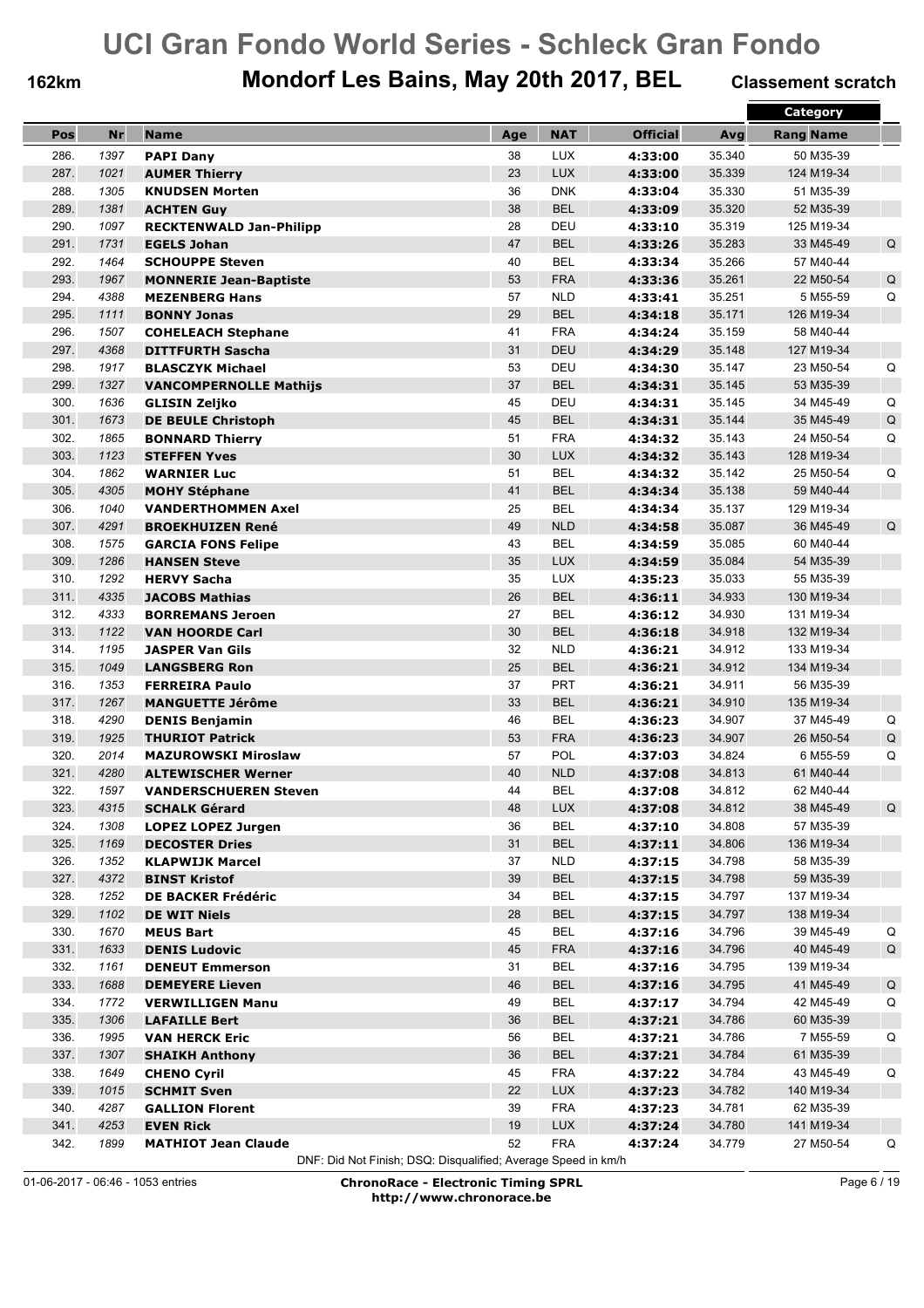# UCI Gran Fondo World Series - Schleck Gran Fondo

**162km** — **Mondorf Les Bains, May 20th 2017, BEL** — **Classement scratch**

| Pos | Nr | Name | Age | NAT | Official | Avg | Category Rang | Category Name | |
|---|---|---|---|---|---|---|---|---|---|
| 286. | 1397 | **PAPI Dany** | 38 | LUX | **4:33:00** | 35.340 | 50 | M35-39 | |
| 287. | 1021 | **AUMER Thierry** | 23 | LUX | **4:33:00** | 35.339 | 124 | M19-34 | |
| 288. | 1305 | **KNUDSEN Morten** | 36 | DNK | **4:33:04** | 35.330 | 51 | M35-39 | |
| 289. | 1381 | **ACHTEN Guy** | 38 | BEL | **4:33:09** | 35.320 | 52 | M35-39 | |
| 290. | 1097 | **RECKTENWALD Jan-Philipp** | 28 | DEU | **4:33:10** | 35.319 | 125 | M19-34 | |
| 291. | 1731 | **EGELS Johan** | 47 | BEL | **4:33:26** | 35.283 | 33 | M45-49 | Q |
| 292. | 1464 | **SCHOUPPE Steven** | 40 | BEL | **4:33:34** | 35.266 | 57 | M40-44 | |
| 293. | 1967 | **MONNERIE Jean-Baptiste** | 53 | FRA | **4:33:36** | 35.261 | 22 | M50-54 | Q |
| 294. | 4388 | **MEZENBERG Hans** | 57 | NLD | **4:33:41** | 35.251 | 5 | M55-59 | Q |
| 295. | 1111 | **BONNY Jonas** | 29 | BEL | **4:34:18** | 35.171 | 126 | M19-34 | |
| 296. | 1507 | **COHELEACH Stephane** | 41 | FRA | **4:34:24** | 35.159 | 58 | M40-44 | |
| 297. | 4368 | **DITTFURTH Sascha** | 31 | DEU | **4:34:29** | 35.148 | 127 | M19-34 | |
| 298. | 1917 | **BLASCZYK Michael** | 53 | DEU | **4:34:30** | 35.147 | 23 | M50-54 | Q |
| 299. | 1327 | **VANCOMPERNOLLE Mathijs** | 37 | BEL | **4:34:31** | 35.145 | 53 | M35-39 | |
| 300. | 1636 | **GLISIN Zeljko** | 45 | DEU | **4:34:31** | 35.145 | 34 | M45-49 | Q |
| 301. | 1673 | **DE BEULE Christoph** | 45 | BEL | **4:34:31** | 35.144 | 35 | M45-49 | Q |
| 302. | 1865 | **BONNARD Thierry** | 51 | FRA | **4:34:32** | 35.143 | 24 | M50-54 | Q |
| 303. | 1123 | **STEFFEN Yves** | 30 | LUX | **4:34:32** | 35.143 | 128 | M19-34 | |
| 304. | 1862 | **WARNIER Luc** | 51 | BEL | **4:34:32** | 35.142 | 25 | M50-54 | Q |
| 305. | 4305 | **MOHY Stéphane** | 41 | BEL | **4:34:34** | 35.138 | 59 | M40-44 | |
| 306. | 1040 | **VANDERTHOMMEN Axel** | 25 | BEL | **4:34:34** | 35.137 | 129 | M19-34 | |
| 307. | 4291 | **BROEKHUIZEN René** | 49 | NLD | **4:34:58** | 35.087 | 36 | M45-49 | Q |
| 308. | 1575 | **GARCIA FONS Felipe** | 43 | BEL | **4:34:59** | 35.085 | 60 | M40-44 | |
| 309. | 1286 | **HANSEN Steve** | 35 | LUX | **4:34:59** | 35.084 | 54 | M35-39 | |
| 310. | 1292 | **HERVY Sacha** | 35 | LUX | **4:35:23** | 35.033 | 55 | M35-39 | |
| 311. | 4335 | **JACOBS Mathias** | 26 | BEL | **4:36:11** | 34.933 | 130 | M19-34 | |
| 312. | 4333 | **BORREMANS Jeroen** | 27 | BEL | **4:36:12** | 34.930 | 131 | M19-34 | |
| 313. | 1122 | **VAN HOORDE Carl** | 30 | BEL | **4:36:18** | 34.918 | 132 | M19-34 | |
| 314. | 1195 | **JASPER Van Gils** | 32 | NLD | **4:36:21** | 34.912 | 133 | M19-34 | |
| 315. | 1049 | **LANGSBERG Ron** | 25 | BEL | **4:36:21** | 34.912 | 134 | M19-34 | |
| 316. | 1353 | **FERREIRA Paulo** | 37 | PRT | **4:36:21** | 34.911 | 56 | M35-39 | |
| 317. | 1267 | **MANGUETTE Jérôme** | 33 | BEL | **4:36:21** | 34.910 | 135 | M19-34 | |
| 318. | 4290 | **DENIS Benjamin** | 46 | BEL | **4:36:23** | 34.907 | 37 | M45-49 | Q |
| 319. | 1925 | **THURIOT Patrick** | 53 | FRA | **4:36:23** | 34.907 | 26 | M50-54 | Q |
| 320. | 2014 | **MAZUROWSKI Miroslaw** | 57 | POL | **4:37:03** | 34.824 | 6 | M55-59 | Q |
| 321. | 4280 | **ALTEWISCHER Werner** | 40 | NLD | **4:37:08** | 34.813 | 61 | M40-44 | |
| 322. | 1597 | **VANDERSCHUEREN Steven** | 44 | BEL | **4:37:08** | 34.812 | 62 | M40-44 | |
| 323. | 4315 | **SCHALK Gérard** | 48 | LUX | **4:37:08** | 34.812 | 38 | M45-49 | Q |
| 324. | 1308 | **LOPEZ LOPEZ Jurgen** | 36 | BEL | **4:37:10** | 34.808 | 57 | M35-39 | |
| 325. | 1169 | **DECOSTER Dries** | 31 | BEL | **4:37:11** | 34.806 | 136 | M19-34 | |
| 326. | 1352 | **KLAPWIJK Marcel** | 37 | NLD | **4:37:15** | 34.798 | 58 | M35-39 | |
| 327. | 4372 | **BINST Kristof** | 39 | BEL | **4:37:15** | 34.798 | 59 | M35-39 | |
| 328. | 1252 | **DE BACKER Frédéric** | 34 | BEL | **4:37:15** | 34.797 | 137 | M19-34 | |
| 329. | 1102 | **DE WIT Niels** | 28 | BEL | **4:37:15** | 34.797 | 138 | M19-34 | |
| 330. | 1670 | **MEUS Bart** | 45 | BEL | **4:37:16** | 34.796 | 39 | M45-49 | Q |
| 331. | 1633 | **DENIS Ludovic** | 45 | FRA | **4:37:16** | 34.796 | 40 | M45-49 | Q |
| 332. | 1161 | **DENEUT Emmerson** | 31 | BEL | **4:37:16** | 34.795 | 139 | M19-34 | |
| 333. | 1688 | **DEMEYERE Lieven** | 46 | BEL | **4:37:16** | 34.795 | 41 | M45-49 | Q |
| 334. | 1772 | **VERWILLIGEN Manu** | 49 | BEL | **4:37:17** | 34.794 | 42 | M45-49 | Q |
| 335. | 1306 | **LAFAILLE Bert** | 36 | BEL | **4:37:21** | 34.786 | 60 | M35-39 | |
| 336. | 1995 | **VAN HERCK Eric** | 56 | BEL | **4:37:21** | 34.786 | 7 | M55-59 | Q |
| 337. | 1307 | **SHAIKH Anthony** | 36 | BEL | **4:37:21** | 34.784 | 61 | M35-39 | |
| 338. | 1649 | **CHENO Cyril** | 45 | FRA | **4:37:22** | 34.784 | 43 | M45-49 | Q |
| 339. | 1015 | **SCHMIT Sven** | 22 | LUX | **4:37:23** | 34.782 | 140 | M19-34 | |
| 340. | 4287 | **GALLION Florent** | 39 | FRA | **4:37:23** | 34.781 | 62 | M35-39 | |
| 341. | 4253 | **EVEN Rick** | 19 | LUX | **4:37:24** | 34.780 | 141 | M19-34 | |
| 342. | 1899 | **MATHIOT Jean Claude** | 52 | FRA | **4:37:24** | 34.779 | 27 | M50-54 | Q |

DNF: Did Not Finish; DSQ: Disqualified; Average Speed in km/h

01-06-2017 - 06:46 - 1053 entries

**ChronoRace - Electronic Timing SPRL**
**http://www.chronorace.be**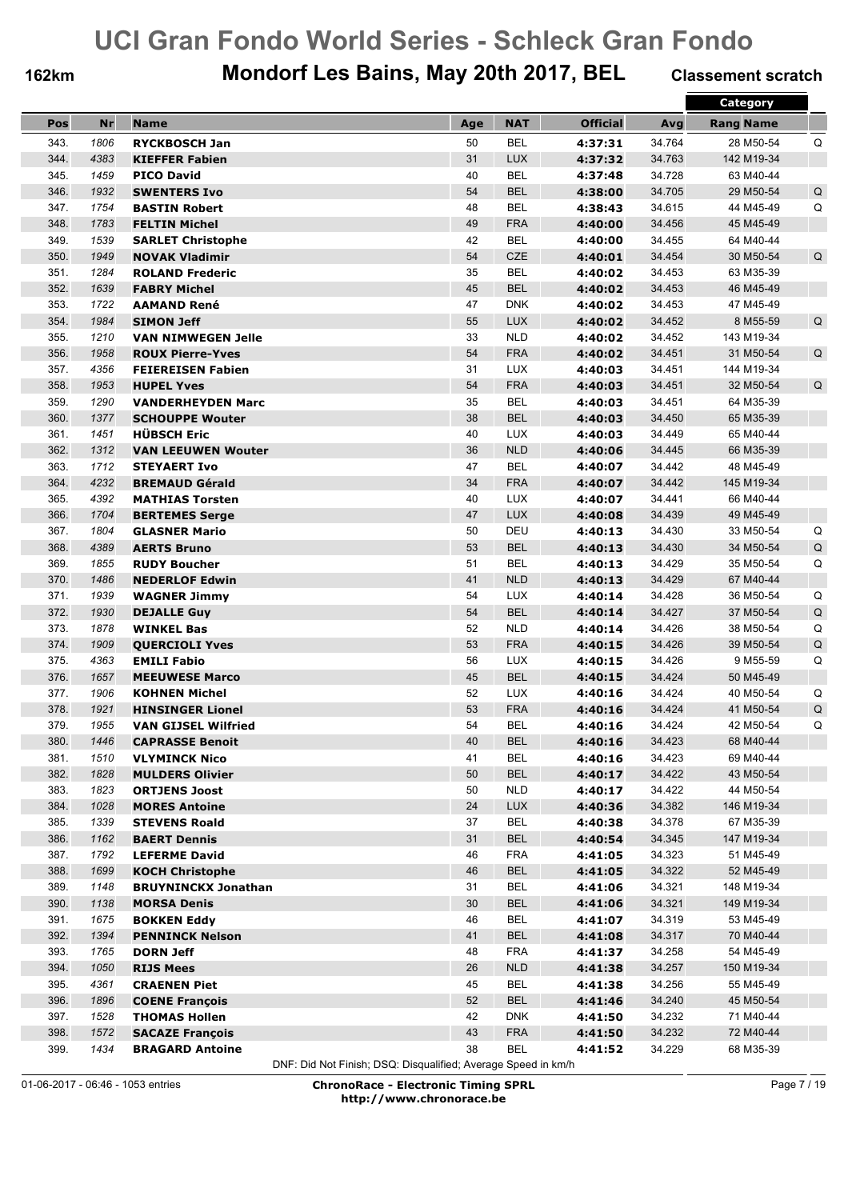# UCI Gran Fondo World Series - Schleck Gran Fondo

**162km** **Mondorf Les Bains, May 20th 2017, BEL** **Classement scratch**

| Pos | Nr | Name | Age | NAT | Official | Avg | Rang | Category Name | |
|---|---|---|---|---|---|---|---|---|---|
| 343. | 1806 | **RYCKBOSCH Jan** | 50 | BEL | **4:37:31** | 34.764 | 28 | M50-54 | Q |
| 344. | 4383 | **KIEFFER Fabien** | 31 | LUX | **4:37:32** | 34.763 | 142 | M19-34 | |
| 345. | 1459 | **PICO David** | 40 | BEL | **4:37:48** | 34.728 | 63 | M40-44 | |
| 346. | 1932 | **SWENTERS Ivo** | 54 | BEL | **4:38:00** | 34.705 | 29 | M50-54 | Q |
| 347. | 1754 | **BASTIN Robert** | 48 | BEL | **4:38:43** | 34.615 | 44 | M45-49 | Q |
| 348. | 1783 | **FELTIN Michel** | 49 | FRA | **4:40:00** | 34.456 | 45 | M45-49 | |
| 349. | 1539 | **SARLET Christophe** | 42 | BEL | **4:40:00** | 34.455 | 64 | M40-44 | |
| 350. | 1949 | **NOVAK Vladimir** | 54 | CZE | **4:40:01** | 34.454 | 30 | M50-54 | Q |
| 351. | 1284 | **ROLAND Frederic** | 35 | BEL | **4:40:02** | 34.453 | 63 | M35-39 | |
| 352. | 1639 | **FABRY Michel** | 45 | BEL | **4:40:02** | 34.453 | 46 | M45-49 | |
| 353. | 1722 | **AAMAND René** | 47 | DNK | **4:40:02** | 34.453 | 47 | M45-49 | |
| 354. | 1984 | **SIMON Jeff** | 55 | LUX | **4:40:02** | 34.452 | 8 | M55-59 | Q |
| 355. | 1210 | **VAN NIMWEGEN Jelle** | 33 | NLD | **4:40:02** | 34.452 | 143 | M19-34 | |
| 356. | 1958 | **ROUX Pierre-Yves** | 54 | FRA | **4:40:02** | 34.451 | 31 | M50-54 | Q |
| 357. | 4356 | **FEIEREISEN Fabien** | 31 | LUX | **4:40:03** | 34.451 | 144 | M19-34 | |
| 358. | 1953 | **HUPEL Yves** | 54 | FRA | **4:40:03** | 34.451 | 32 | M50-54 | Q |
| 359. | 1290 | **VANDERHEYDEN Marc** | 35 | BEL | **4:40:03** | 34.451 | 64 | M35-39 | |
| 360. | 1377 | **SCHOUPPE Wouter** | 38 | BEL | **4:40:03** | 34.450 | 65 | M35-39 | |
| 361. | 1451 | **HÜBSCH Eric** | 40 | LUX | **4:40:03** | 34.449 | 65 | M40-44 | |
| 362. | 1312 | **VAN LEEUWEN Wouter** | 36 | NLD | **4:40:06** | 34.445 | 66 | M35-39 | |
| 363. | 1712 | **STEYAERT Ivo** | 47 | BEL | **4:40:07** | 34.442 | 48 | M45-49 | |
| 364. | 4232 | **BREMAUD Gérald** | 34 | FRA | **4:40:07** | 34.442 | 145 | M19-34 | |
| 365. | 4392 | **MATHIAS Torsten** | 40 | LUX | **4:40:07** | 34.441 | 66 | M40-44 | |
| 366. | 1704 | **BERTEMES Serge** | 47 | LUX | **4:40:08** | 34.439 | 49 | M45-49 | |
| 367. | 1804 | **GLASNER Mario** | 50 | DEU | **4:40:13** | 34.430 | 33 | M50-54 | Q |
| 368. | 4389 | **AERTS Bruno** | 53 | BEL | **4:40:13** | 34.430 | 34 | M50-54 | Q |
| 369. | 1855 | **RUDY Boucher** | 51 | BEL | **4:40:13** | 34.429 | 35 | M50-54 | Q |
| 370. | 1486 | **NEDERLOF Edwin** | 41 | NLD | **4:40:13** | 34.429 | 67 | M40-44 | |
| 371. | 1939 | **WAGNER Jimmy** | 54 | LUX | **4:40:14** | 34.428 | 36 | M50-54 | Q |
| 372. | 1930 | **DEJALLE Guy** | 54 | BEL | **4:40:14** | 34.427 | 37 | M50-54 | Q |
| 373. | 1878 | **WINKEL Bas** | 52 | NLD | **4:40:14** | 34.426 | 38 | M50-54 | Q |
| 374. | 1909 | **QUERCIOLI Yves** | 53 | FRA | **4:40:15** | 34.426 | 39 | M50-54 | Q |
| 375. | 4363 | **EMILI Fabio** | 56 | LUX | **4:40:15** | 34.426 | 9 | M55-59 | Q |
| 376. | 1657 | **MEEUWESE Marco** | 45 | BEL | **4:40:15** | 34.424 | 50 | M45-49 | |
| 377. | 1906 | **KOHNEN Michel** | 52 | LUX | **4:40:16** | 34.424 | 40 | M50-54 | Q |
| 378. | 1921 | **HINSINGER Lionel** | 53 | FRA | **4:40:16** | 34.424 | 41 | M50-54 | Q |
| 379. | 1955 | **VAN GIJSEL Wilfried** | 54 | BEL | **4:40:16** | 34.424 | 42 | M50-54 | Q |
| 380. | 1446 | **CAPRASSE Benoit** | 40 | BEL | **4:40:16** | 34.423 | 68 | M40-44 | |
| 381. | 1510 | **VLYMINCK Nico** | 41 | BEL | **4:40:16** | 34.423 | 69 | M40-44 | |
| 382. | 1828 | **MULDERS Olivier** | 50 | BEL | **4:40:17** | 34.422 | 43 | M50-54 | |
| 383. | 1823 | **ORTJENS Joost** | 50 | NLD | **4:40:17** | 34.422 | 44 | M50-54 | |
| 384. | 1028 | **MORES Antoine** | 24 | LUX | **4:40:36** | 34.382 | 146 | M19-34 | |
| 385. | 1339 | **STEVENS Roald** | 37 | BEL | **4:40:38** | 34.378 | 67 | M35-39 | |
| 386. | 1162 | **BAERT Dennis** | 31 | BEL | **4:40:54** | 34.345 | 147 | M19-34 | |
| 387. | 1792 | **LEFERME David** | 46 | FRA | **4:41:05** | 34.323 | 51 | M45-49 | |
| 388. | 1699 | **KOCH Christophe** | 46 | BEL | **4:41:05** | 34.322 | 52 | M45-49 | |
| 389. | 1148 | **BRUYNINCKX Jonathan** | 31 | BEL | **4:41:06** | 34.321 | 148 | M19-34 | |
| 390. | 1138 | **MORSA Denis** | 30 | BEL | **4:41:06** | 34.321 | 149 | M19-34 | |
| 391. | 1675 | **BOKKEN Eddy** | 46 | BEL | **4:41:07** | 34.319 | 53 | M45-49 | |
| 392. | 1394 | **PENNINCK Nelson** | 41 | BEL | **4:41:08** | 34.317 | 70 | M40-44 | |
| 393. | 1765 | **DORN Jeff** | 48 | FRA | **4:41:37** | 34.258 | 54 | M45-49 | |
| 394. | 1050 | **RIJS Mees** | 26 | NLD | **4:41:38** | 34.257 | 150 | M19-34 | |
| 395. | 4361 | **CRAENEN Piet** | 45 | BEL | **4:41:38** | 34.256 | 55 | M45-49 | |
| 396. | 1896 | **COENE François** | 52 | BEL | **4:41:46** | 34.240 | 45 | M50-54 | |
| 397. | 1528 | **THOMAS Hollen** | 42 | DNK | **4:41:50** | 34.232 | 71 | M40-44 | |
| 398. | 1572 | **SACAZE François** | 43 | FRA | **4:41:50** | 34.232 | 72 | M40-44 | |
| 399. | 1434 | **BRAGARD Antoine** | 38 | BEL | **4:41:52** | 34.229 | 68 | M35-39 | |

DNF: Did Not Finish; DSQ: Disqualified; Average Speed in km/h

01-06-2017 - 06:46 - 1053 entries

**ChronoRace - Electronic Timing SPRL**
**http://www.chronorace.be**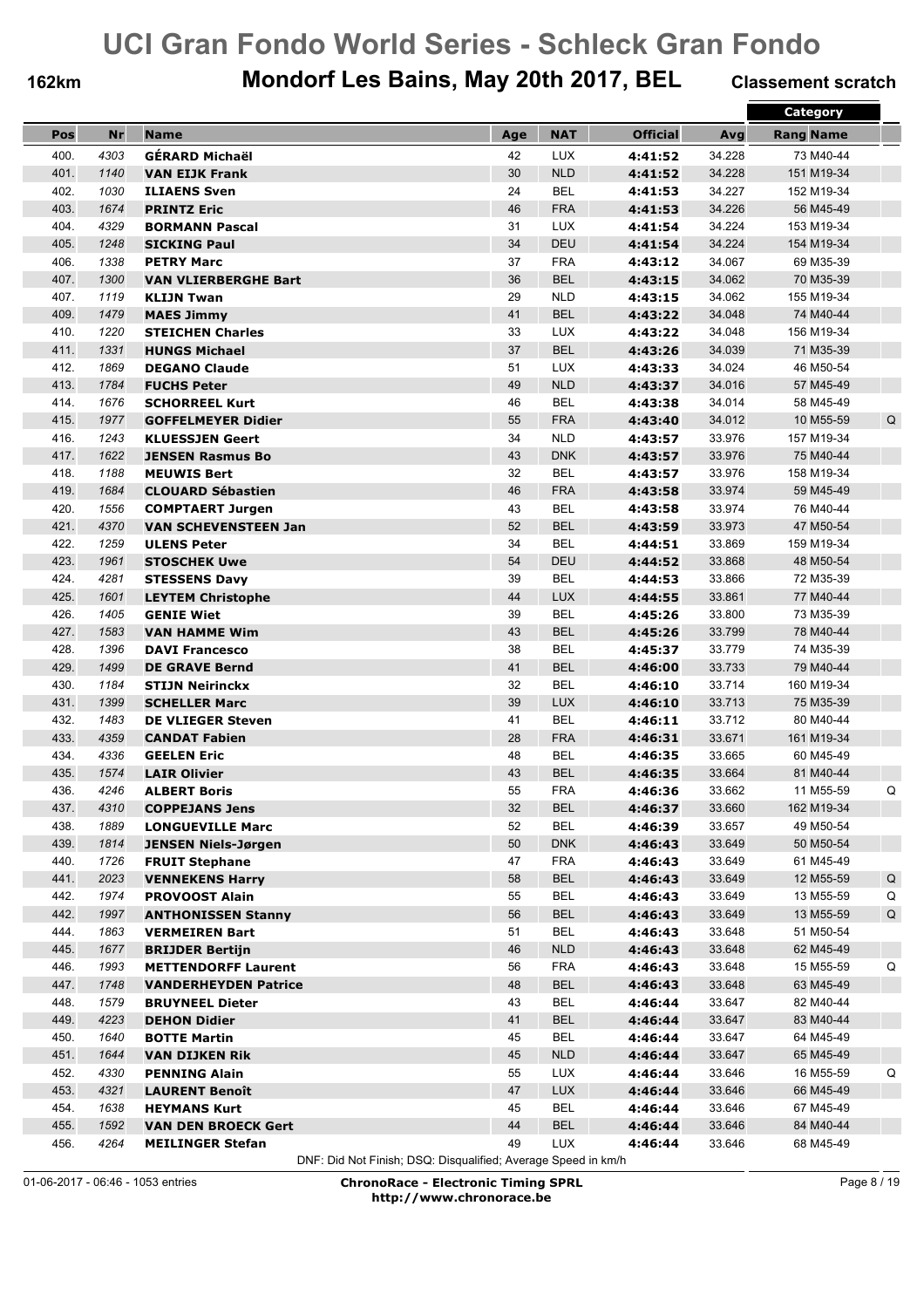# UCI Gran Fondo World Series - Schleck Gran Fondo

**162km** **Mondorf Les Bains, May 20th 2017, BEL** **Classement scratch**

| Pos | Nr | Name | Age | NAT | Official | Avg | Category Rang | Category Name | |
|---|---|---|---|---|---|---|---|---|---|
| 400. | 4303 | **GÉRARD Michaël** | 42 | LUX | **4:41:52** | 34.228 | 73 | M40-44 | |
| 401. | 1140 | **VAN EIJK Frank** | 30 | NLD | **4:41:52** | 34.228 | 151 | M19-34 | |
| 402. | 1030 | **ILIAENS Sven** | 24 | BEL | **4:41:53** | 34.227 | 152 | M19-34 | |
| 403. | 1674 | **PRINTZ Eric** | 46 | FRA | **4:41:53** | 34.226 | 56 | M45-49 | |
| 404. | 4329 | **BORMANN Pascal** | 31 | LUX | **4:41:54** | 34.224 | 153 | M19-34 | |
| 405. | 1248 | **SICKING Paul** | 34 | DEU | **4:41:54** | 34.224 | 154 | M19-34 | |
| 406. | 1338 | **PETRY Marc** | 37 | FRA | **4:43:12** | 34.067 | 69 | M35-39 | |
| 407. | 1300 | **VAN VLIERBERGHE Bart** | 36 | BEL | **4:43:15** | 34.062 | 70 | M35-39 | |
| 407. | 1119 | **KLIJN Twan** | 29 | NLD | **4:43:15** | 34.062 | 155 | M19-34 | |
| 409. | 1479 | **MAES Jimmy** | 41 | BEL | **4:43:22** | 34.048 | 74 | M40-44 | |
| 410. | 1220 | **STEICHEN Charles** | 33 | LUX | **4:43:22** | 34.048 | 156 | M19-34 | |
| 411. | 1331 | **HUNGS Michael** | 37 | BEL | **4:43:26** | 34.039 | 71 | M35-39 | |
| 412. | 1869 | **DEGANO Claude** | 51 | LUX | **4:43:33** | 34.024 | 46 | M50-54 | |
| 413. | 1784 | **FUCHS Peter** | 49 | NLD | **4:43:37** | 34.016 | 57 | M45-49 | |
| 414. | 1676 | **SCHORREEL Kurt** | 46 | BEL | **4:43:38** | 34.014 | 58 | M45-49 | |
| 415. | 1977 | **GOFFELMEYER Didier** | 55 | FRA | **4:43:40** | 34.012 | 10 | M55-59 | Q |
| 416. | 1243 | **KLUESSJEN Geert** | 34 | NLD | **4:43:57** | 33.976 | 157 | M19-34 | |
| 417. | 1622 | **JENSEN Rasmus Bo** | 43 | DNK | **4:43:57** | 33.976 | 75 | M40-44 | |
| 418. | 1188 | **MEUWIS Bert** | 32 | BEL | **4:43:57** | 33.976 | 158 | M19-34 | |
| 419. | 1684 | **CLOUARD Sébastien** | 46 | FRA | **4:43:58** | 33.974 | 59 | M45-49 | |
| 420. | 1556 | **COMPTAERT Jurgen** | 43 | BEL | **4:43:58** | 33.974 | 76 | M40-44 | |
| 421. | 4370 | **VAN SCHEVENSTEEN Jan** | 52 | BEL | **4:43:59** | 33.973 | 47 | M50-54 | |
| 422. | 1259 | **ULENS Peter** | 34 | BEL | **4:44:51** | 33.869 | 159 | M19-34 | |
| 423. | 1961 | **STOSCHEK Uwe** | 54 | DEU | **4:44:52** | 33.868 | 48 | M50-54 | |
| 424. | 4281 | **STESSENS Davy** | 39 | BEL | **4:44:53** | 33.866 | 72 | M35-39 | |
| 425. | 1601 | **LEYTEM Christophe** | 44 | LUX | **4:44:55** | 33.861 | 77 | M40-44 | |
| 426. | 1405 | **GENIE Wiet** | 39 | BEL | **4:45:26** | 33.800 | 73 | M35-39 | |
| 427. | 1583 | **VAN HAMME Wim** | 43 | BEL | **4:45:26** | 33.799 | 78 | M40-44 | |
| 428. | 1396 | **DAVI Francesco** | 38 | BEL | **4:45:37** | 33.779 | 74 | M35-39 | |
| 429. | 1499 | **DE GRAVE Bernd** | 41 | BEL | **4:46:00** | 33.733 | 79 | M40-44 | |
| 430. | 1184 | **STIJN Neirinckx** | 32 | BEL | **4:46:10** | 33.714 | 160 | M19-34 | |
| 431. | 1399 | **SCHELLER Marc** | 39 | LUX | **4:46:10** | 33.713 | 75 | M35-39 | |
| 432. | 1483 | **DE VLIEGER Steven** | 41 | BEL | **4:46:11** | 33.712 | 80 | M40-44 | |
| 433. | 4359 | **CANDAT Fabien** | 28 | FRA | **4:46:31** | 33.671 | 161 | M19-34 | |
| 434. | 4336 | **GEELEN Eric** | 48 | BEL | **4:46:35** | 33.665 | 60 | M45-49 | |
| 435. | 1574 | **LAIR Olivier** | 43 | BEL | **4:46:35** | 33.664 | 81 | M40-44 | |
| 436. | 4246 | **ALBERT Boris** | 55 | FRA | **4:46:36** | 33.662 | 11 | M55-59 | Q |
| 437. | 4310 | **COPPEJANS Jens** | 32 | BEL | **4:46:37** | 33.660 | 162 | M19-34 | |
| 438. | 1889 | **LONGUEVILLE Marc** | 52 | BEL | **4:46:39** | 33.657 | 49 | M50-54 | |
| 439. | 1814 | **JENSEN Niels-Jørgen** | 50 | DNK | **4:46:43** | 33.649 | 50 | M50-54 | |
| 440. | 1726 | **FRUIT Stephane** | 47 | FRA | **4:46:43** | 33.649 | 61 | M45-49 | |
| 441. | 2023 | **VENNEKENS Harry** | 58 | BEL | **4:46:43** | 33.649 | 12 | M55-59 | Q |
| 442. | 1974 | **PROVOOST Alain** | 55 | BEL | **4:46:43** | 33.649 | 13 | M55-59 | Q |
| 442. | 1997 | **ANTHONISSEN Stanny** | 56 | BEL | **4:46:43** | 33.649 | 13 | M55-59 | Q |
| 444. | 1863 | **VERMEIREN Bart** | 51 | BEL | **4:46:43** | 33.648 | 51 | M50-54 | |
| 445. | 1677 | **BRIJDER Bertijn** | 46 | NLD | **4:46:43** | 33.648 | 62 | M45-49 | |
| 446. | 1993 | **METTENDORFF Laurent** | 56 | FRA | **4:46:43** | 33.648 | 15 | M55-59 | Q |
| 447. | 1748 | **VANDERHEYDEN Patrice** | 48 | BEL | **4:46:43** | 33.648 | 63 | M45-49 | |
| 448. | 1579 | **BRUYNEEL Dieter** | 43 | BEL | **4:46:44** | 33.647 | 82 | M40-44 | |
| 449. | 4223 | **DEHON Didier** | 41 | BEL | **4:46:44** | 33.647 | 83 | M40-44 | |
| 450. | 1640 | **BOTTE Martin** | 45 | BEL | **4:46:44** | 33.647 | 64 | M45-49 | |
| 451. | 1644 | **VAN DIJKEN Rik** | 45 | NLD | **4:46:44** | 33.647 | 65 | M45-49 | |
| 452. | 4330 | **PENNING Alain** | 55 | LUX | **4:46:44** | 33.646 | 16 | M55-59 | Q |
| 453. | 4321 | **LAURENT Benoît** | 47 | LUX | **4:46:44** | 33.646 | 66 | M45-49 | |
| 454. | 1638 | **HEYMANS Kurt** | 45 | BEL | **4:46:44** | 33.646 | 67 | M45-49 | |
| 455. | 1592 | **VAN DEN BROECK Gert** | 44 | BEL | **4:46:44** | 33.646 | 84 | M40-44 | |
| 456. | 4264 | **MEILINGER Stefan** | 49 | LUX | **4:46:44** | 33.646 | 68 | M45-49 | |

DNF: Did Not Finish; DSQ: Disqualified; Average Speed in km/h

01-06-2017 - 06:46 - 1053 entries

**ChronoRace - Electronic Timing SPRL**
**http://www.chronorace.be**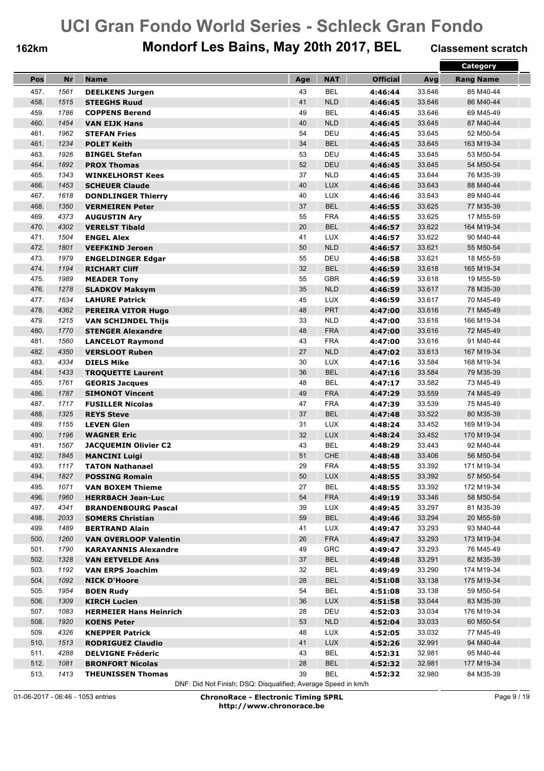# UCI Gran Fondo World Series - Schleck Gran Fondo

## Mondorf Les Bains, May 20th 2017, BEL

162km — Classement scratch

| Pos | Nr | Name | Age | NAT | Official | Avg | Category Rang | Category Name |
|---|---|---|---|---|---|---|---|---|
| 457. | 1561 | **DEELKENS Jurgen** | 43 | BEL | **4:46:44** | 33.646 | 85 | M40-44 |
| 458. | 1515 | **STEEGHS Ruud** | 41 | NLD | **4:46:45** | 33.646 | 86 | M40-44 |
| 459. | 1786 | **COPPENS Berend** | 49 | BEL | **4:46:45** | 33.646 | 69 | M45-49 |
| 460. | 1454 | **VAN EIJK Hans** | 40 | NLD | **4:46:45** | 33.645 | 87 | M40-44 |
| 461. | 1962 | **STEFAN Fries** | 54 | DEU | **4:46:45** | 33.645 | 52 | M50-54 |
| 461. | 1234 | **POLET Keith** | 34 | BEL | **4:46:45** | 33.645 | 163 | M19-34 |
| 463. | 1926 | **BINGEL Stefan** | 53 | DEU | **4:46:45** | 33.645 | 53 | M50-54 |
| 464. | 1892 | **PROX Thomas** | 52 | DEU | **4:46:45** | 33.645 | 54 | M50-54 |
| 465. | 1343 | **WINKELHORST Kees** | 37 | NLD | **4:46:45** | 33.644 | 76 | M35-39 |
| 466. | 1453 | **SCHEUER Claude** | 40 | LUX | **4:46:46** | 33.643 | 88 | M40-44 |
| 467. | 1618 | **DONDLINGER Thierry** | 40 | LUX | **4:46:46** | 33.643 | 89 | M40-44 |
| 468. | 1350 | **VERMEIREN Peter** | 37 | BEL | **4:46:55** | 33.625 | 77 | M35-39 |
| 469. | 4373 | **AUGUSTIN Ary** | 55 | FRA | **4:46:55** | 33.625 | 17 | M55-59 |
| 470. | 4302 | **VERELST Tibald** | 20 | BEL | **4:46:57** | 33.622 | 164 | M19-34 |
| 471. | 1504 | **ENGEL Alex** | 41 | LUX | **4:46:57** | 33.622 | 90 | M40-44 |
| 472. | 1801 | **VEEFKIND Jeroen** | 50 | NLD | **4:46:57** | 33.621 | 55 | M50-54 |
| 473. | 1979 | **ENGELDINGER Edgar** | 55 | DEU | **4:46:58** | 33.621 | 18 | M55-59 |
| 474. | 1194 | **RICHART Cliff** | 32 | BEL | **4:46:59** | 33.618 | 165 | M19-34 |
| 475. | 1989 | **MEADER Tony** | 55 | GBR | **4:46:59** | 33.618 | 19 | M55-59 |
| 476. | 1278 | **SLADKOV Maksym** | 35 | NLD | **4:46:59** | 33.617 | 78 | M35-39 |
| 477. | 1634 | **LAHURE Patrick** | 45 | LUX | **4:46:59** | 33.617 | 70 | M45-49 |
| 478. | 4362 | **PEREIRA VITOR Hugo** | 48 | PRT | **4:47:00** | 33.616 | 71 | M45-49 |
| 479. | 1215 | **VAN SCHIJNDEL Thijs** | 33 | NLD | **4:47:00** | 33.616 | 166 | M19-34 |
| 480. | 1770 | **STENGER Alexandre** | 48 | FRA | **4:47:00** | 33.616 | 72 | M45-49 |
| 481. | 1560 | **LANCELOT Raymond** | 43 | FRA | **4:47:00** | 33.616 | 91 | M40-44 |
| 482. | 4350 | **VERSLOOT Ruben** | 27 | NLD | **4:47:02** | 33.613 | 167 | M19-34 |
| 483. | 4334 | **DIELS Mike** | 30 | LUX | **4:47:16** | 33.584 | 168 | M19-34 |
| 484. | 1433 | **TROQUETTE Laurent** | 36 | BEL | **4:47:16** | 33.584 | 79 | M35-39 |
| 485. | 1761 | **GEORIS Jacques** | 48 | BEL | **4:47:17** | 33.582 | 73 | M45-49 |
| 486. | 1787 | **SIMONOT Vincent** | 49 | FRA | **4:47:29** | 33.559 | 74 | M45-49 |
| 487. | 1717 | **FUSILLER Nicolas** | 47 | FRA | **4:47:39** | 33.539 | 75 | M45-49 |
| 488. | 1325 | **REYS Steve** | 37 | BEL | **4:47:48** | 33.522 | 80 | M35-39 |
| 489. | 1155 | **LEVEN Glen** | 31 | LUX | **4:48:24** | 33.452 | 169 | M19-34 |
| 490. | 1196 | **WAGNER Eric** | 32 | LUX | **4:48:24** | 33.452 | 170 | M19-34 |
| 491. | 1567 | **JACQUEMIN Olivier C2** | 43 | BEL | **4:48:29** | 33.443 | 92 | M40-44 |
| 492. | 1845 | **MANCINI Luigi** | 51 | CHE | **4:48:48** | 33.406 | 56 | M50-54 |
| 493. | 1117 | **TATON Nathanael** | 29 | FRA | **4:48:55** | 33.392 | 171 | M19-34 |
| 494. | 1827 | **POSSING Romain** | 50 | LUX | **4:48:55** | 33.392 | 57 | M50-54 |
| 495. | 1071 | **VAN BOXEM Thieme** | 27 | BEL | **4:48:55** | 33.392 | 172 | M19-34 |
| 496. | 1960 | **HERRBACH Jean-Luc** | 54 | FRA | **4:49:19** | 33.346 | 58 | M50-54 |
| 497. | 4341 | **BRANDENBOURG Pascal** | 39 | LUX | **4:49:45** | 33.297 | 81 | M35-39 |
| 498. | 2033 | **SOMERS Christian** | 59 | BEL | **4:49:46** | 33.294 | 20 | M55-59 |
| 499. | 1489 | **BERTRAND Alain** | 41 | LUX | **4:49:47** | 33.293 | 93 | M40-44 |
| 500. | 1260 | **VAN OVERLOOP Valentin** | 26 | FRA | **4:49:47** | 33.293 | 173 | M19-34 |
| 501. | 1790 | **KARAYANNIS Alexandre** | 49 | GRC | **4:49:47** | 33.293 | 76 | M45-49 |
| 502. | 1328 | **VAN EETVELDE Ans** | 37 | BEL | **4:49:48** | 33.291 | 82 | M35-39 |
| 503. | 1192 | **VAN ERPS Joachim** | 32 | BEL | **4:49:49** | 33.290 | 174 | M19-34 |
| 504. | 1092 | **NICK D'Hoore** | 28 | BEL | **4:51:08** | 33.138 | 175 | M19-34 |
| 505. | 1954 | **BOEN Rudy** | 54 | BEL | **4:51:08** | 33.138 | 59 | M50-54 |
| 506. | 1309 | **KIRCH Lucien** | 36 | LUX | **4:51:58** | 33.044 | 83 | M35-39 |
| 507. | 1083 | **HERMEIER Hans Heinrich** | 28 | DEU | **4:52:03** | 33.034 | 176 | M19-34 |
| 508. | 1920 | **KOENS Peter** | 53 | NLD | **4:52:04** | 33.033 | 60 | M50-54 |
| 509. | 4326 | **KNEPPER Patrick** | 48 | LUX | **4:52:05** | 33.032 | 77 | M45-49 |
| 510. | 1513 | **RODRIGUEZ Claudio** | 41 | LUX | **4:52:26** | 32.991 | 94 | M40-44 |
| 511. | 4288 | **DELVIGNE Fréderic** | 43 | BEL | **4:52:31** | 32.981 | 95 | M40-44 |
| 512. | 1081 | **BRONFORT Nicolas** | 28 | BEL | **4:52:32** | 32.981 | 177 | M19-34 |
| 513. | 1413 | **THEUNISSEN Thomas** | 39 | BEL | **4:52:32** | 32.980 | 84 | M35-39 |

DNF: Did Not Finish; DSQ: Disqualified; Average Speed in km/h

01-06-2017 - 06:46 - 1053 entries

**ChronoRace - Electronic Timing SPRL**
**http://www.chronorace.be**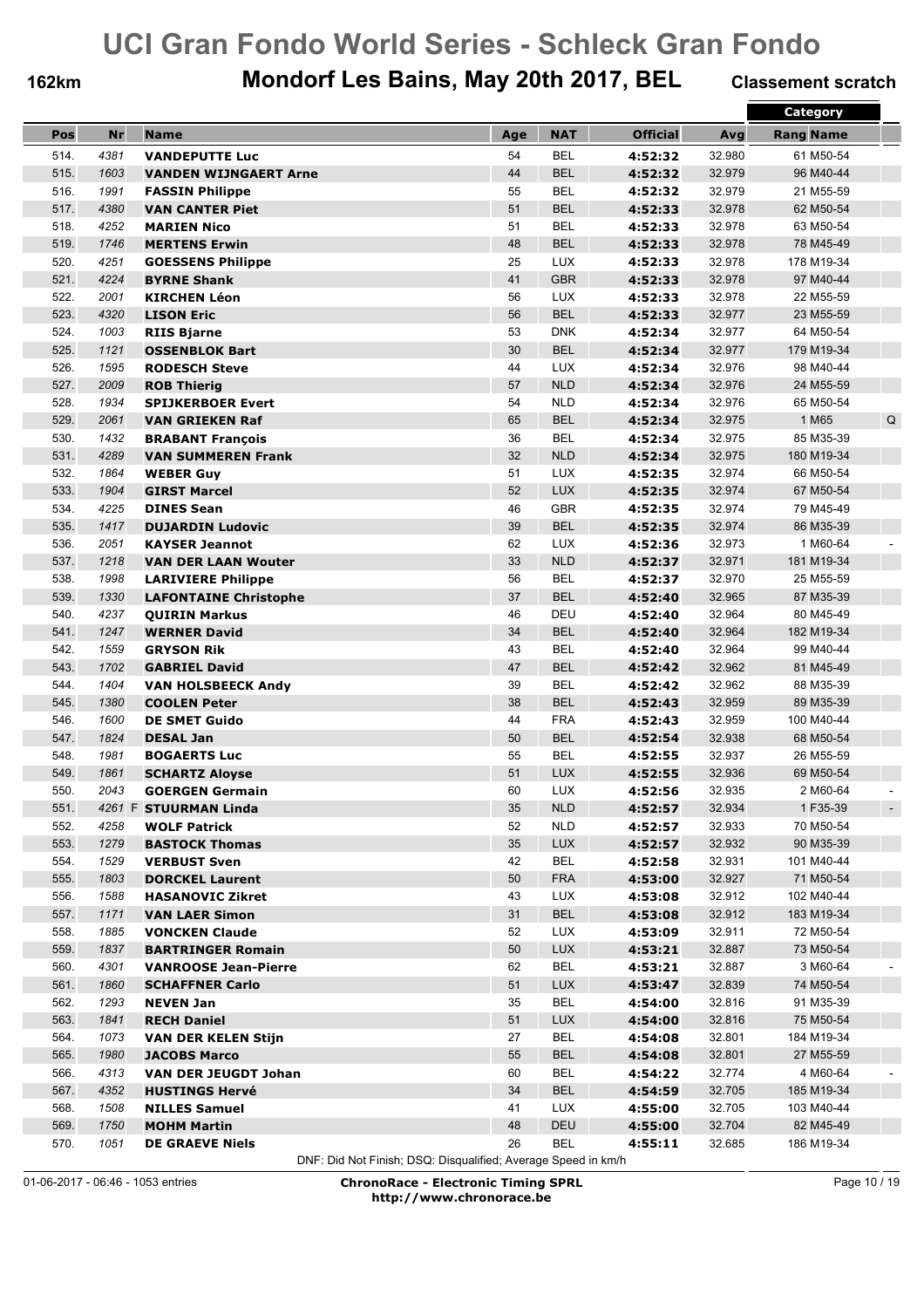# UCI Gran Fondo World Series - Schleck Gran Fondo

**162km** **Mondorf Les Bains, May 20th 2017, BEL** **Classement scratch**

| Pos | Nr | Name | Age | NAT | Official | Avg | Category Rang | Category Name | |
|---|---|---|---|---|---|---|---|---|---|
| 514. | 4381 | **VANDEPUTTE Luc** | 54 | BEL | **4:52:32** | 32.980 | 61 | M50-54 | |
| 515. | 1603 | **VANDEN WIJNGAERT Arne** | 44 | BEL | **4:52:32** | 32.979 | 96 | M40-44 | |
| 516. | 1991 | **FASSIN Philippe** | 55 | BEL | **4:52:32** | 32.979 | 21 | M55-59 | |
| 517. | 4380 | **VAN CANTER Piet** | 51 | BEL | **4:52:33** | 32.978 | 62 | M50-54 | |
| 518. | 4252 | **MARIEN Nico** | 51 | BEL | **4:52:33** | 32.978 | 63 | M50-54 | |
| 519. | 1746 | **MERTENS Erwin** | 48 | BEL | **4:52:33** | 32.978 | 78 | M45-49 | |
| 520. | 4251 | **GOESSENS Philippe** | 25 | LUX | **4:52:33** | 32.978 | 178 | M19-34 | |
| 521. | 4224 | **BYRNE Shank** | 41 | GBR | **4:52:33** | 32.978 | 97 | M40-44 | |
| 522. | 2001 | **KIRCHEN Léon** | 56 | LUX | **4:52:33** | 32.978 | 22 | M55-59 | |
| 523. | 4320 | **LISON Eric** | 56 | BEL | **4:52:33** | 32.977 | 23 | M55-59 | |
| 524. | 1003 | **RIIS Bjarne** | 53 | DNK | **4:52:34** | 32.977 | 64 | M50-54 | |
| 525. | 1121 | **OSSENBLOK Bart** | 30 | BEL | **4:52:34** | 32.977 | 179 | M19-34 | |
| 526. | 1595 | **RODESCH Steve** | 44 | LUX | **4:52:34** | 32.976 | 98 | M40-44 | |
| 527. | 2009 | **ROB Thierig** | 57 | NLD | **4:52:34** | 32.976 | 24 | M55-59 | |
| 528. | 1934 | **SPIJKERBOER Evert** | 54 | NLD | **4:52:34** | 32.976 | 65 | M50-54 | |
| 529. | 2061 | **VAN GRIEKEN Raf** | 65 | BEL | **4:52:34** | 32.975 | 1 | M65 | Q |
| 530. | 1432 | **BRABANT François** | 36 | BEL | **4:52:34** | 32.975 | 85 | M35-39 | |
| 531. | 4289 | **VAN SUMMEREN Frank** | 32 | NLD | **4:52:34** | 32.975 | 180 | M19-34 | |
| 532. | 1864 | **WEBER Guy** | 51 | LUX | **4:52:35** | 32.974 | 66 | M50-54 | |
| 533. | 1904 | **GIRST Marcel** | 52 | LUX | **4:52:35** | 32.974 | 67 | M50-54 | |
| 534. | 4225 | **DINES Sean** | 46 | GBR | **4:52:35** | 32.974 | 79 | M45-49 | |
| 535. | 1417 | **DUJARDIN Ludovic** | 39 | BEL | **4:52:35** | 32.974 | 86 | M35-39 | |
| 536. | 2051 | **KAYSER Jeannot** | 62 | LUX | **4:52:36** | 32.973 | 1 | M60-64 | - |
| 537. | 1218 | **VAN DER LAAN Wouter** | 33 | NLD | **4:52:37** | 32.971 | 181 | M19-34 | |
| 538. | 1998 | **LARIVIERE Philippe** | 56 | BEL | **4:52:37** | 32.970 | 25 | M55-59 | |
| 539. | 1330 | **LAFONTAINE Christophe** | 37 | BEL | **4:52:40** | 32.965 | 87 | M35-39 | |
| 540. | 4237 | **QUIRIN Markus** | 46 | DEU | **4:52:40** | 32.964 | 80 | M45-49 | |
| 541. | 1247 | **WERNER David** | 34 | BEL | **4:52:40** | 32.964 | 182 | M19-34 | |
| 542. | 1559 | **GRYSON Rik** | 43 | BEL | **4:52:40** | 32.964 | 99 | M40-44 | |
| 543. | 1702 | **GABRIEL David** | 47 | BEL | **4:52:42** | 32.962 | 81 | M45-49 | |
| 544. | 1404 | **VAN HOLSBEECK Andy** | 39 | BEL | **4:52:42** | 32.962 | 88 | M35-39 | |
| 545. | 1380 | **COOLEN Peter** | 38 | BEL | **4:52:43** | 32.959 | 89 | M35-39 | |
| 546. | 1600 | **DE SMET Guido** | 44 | FRA | **4:52:43** | 32.959 | 100 | M40-44 | |
| 547. | 1824 | **DESAL Jan** | 50 | BEL | **4:52:54** | 32.938 | 68 | M50-54 | |
| 548. | 1981 | **BOGAERTS Luc** | 55 | BEL | **4:52:55** | 32.937 | 26 | M55-59 | |
| 549. | 1861 | **SCHARTZ Aloyse** | 51 | LUX | **4:52:55** | 32.936 | 69 | M50-54 | |
| 550. | 2043 | **GOERGEN Germain** | 60 | LUX | **4:52:56** | 32.935 | 2 | M60-64 | - |
| 551. | 4261 F | **STUURMAN Linda** | 35 | NLD | **4:52:57** | 32.934 | 1 | F35-39 | - |
| 552. | 4258 | **WOLF Patrick** | 52 | NLD | **4:52:57** | 32.933 | 70 | M50-54 | |
| 553. | 1279 | **BASTOCK Thomas** | 35 | LUX | **4:52:57** | 32.932 | 90 | M35-39 | |
| 554. | 1529 | **VERBUST Sven** | 42 | BEL | **4:52:58** | 32.931 | 101 | M40-44 | |
| 555. | 1803 | **DORCKEL Laurent** | 50 | FRA | **4:53:00** | 32.927 | 71 | M50-54 | |
| 556. | 1588 | **HASANOVIC Zikret** | 43 | LUX | **4:53:08** | 32.912 | 102 | M40-44 | |
| 557. | 1171 | **VAN LAER Simon** | 31 | BEL | **4:53:08** | 32.912 | 183 | M19-34 | |
| 558. | 1885 | **VONCKEN Claude** | 52 | LUX | **4:53:09** | 32.911 | 72 | M50-54 | |
| 559. | 1837 | **BARTRINGER Romain** | 50 | LUX | **4:53:21** | 32.887 | 73 | M50-54 | |
| 560. | 4301 | **VANROOSE Jean-Pierre** | 62 | BEL | **4:53:21** | 32.887 | 3 | M60-64 | - |
| 561. | 1860 | **SCHAFFNER Carlo** | 51 | LUX | **4:53:47** | 32.839 | 74 | M50-54 | |
| 562. | 1293 | **NEVEN Jan** | 35 | BEL | **4:54:00** | 32.816 | 91 | M35-39 | |
| 563. | 1841 | **RECH Daniel** | 51 | LUX | **4:54:00** | 32.816 | 75 | M50-54 | |
| 564. | 1073 | **VAN DER KELEN Stijn** | 27 | BEL | **4:54:08** | 32.801 | 184 | M19-34 | |
| 565. | 1980 | **JACOBS Marco** | 55 | BEL | **4:54:08** | 32.801 | 27 | M55-59 | |
| 566. | 4313 | **VAN DER JEUGDT Johan** | 60 | BEL | **4:54:22** | 32.774 | 4 | M60-64 | - |
| 567. | 4352 | **HUSTINGS Hervé** | 34 | BEL | **4:54:59** | 32.705 | 185 | M19-34 | |
| 568. | 1508 | **NILLES Samuel** | 41 | LUX | **4:55:00** | 32.705 | 103 | M40-44 | |
| 569. | 1750 | **MOHM Martin** | 48 | DEU | **4:55:00** | 32.704 | 82 | M45-49 | |
| 570. | 1051 | **DE GRAEVE Niels** | 26 | BEL | **4:55:11** | 32.685 | 186 | M19-34 | |

DNF: Did Not Finish; DSQ: Disqualified; Average Speed in km/h

01-06-2017 - 06:46 - 1053 entries

**ChronoRace - Electronic Timing SPRL**
**http://www.chronorace.be**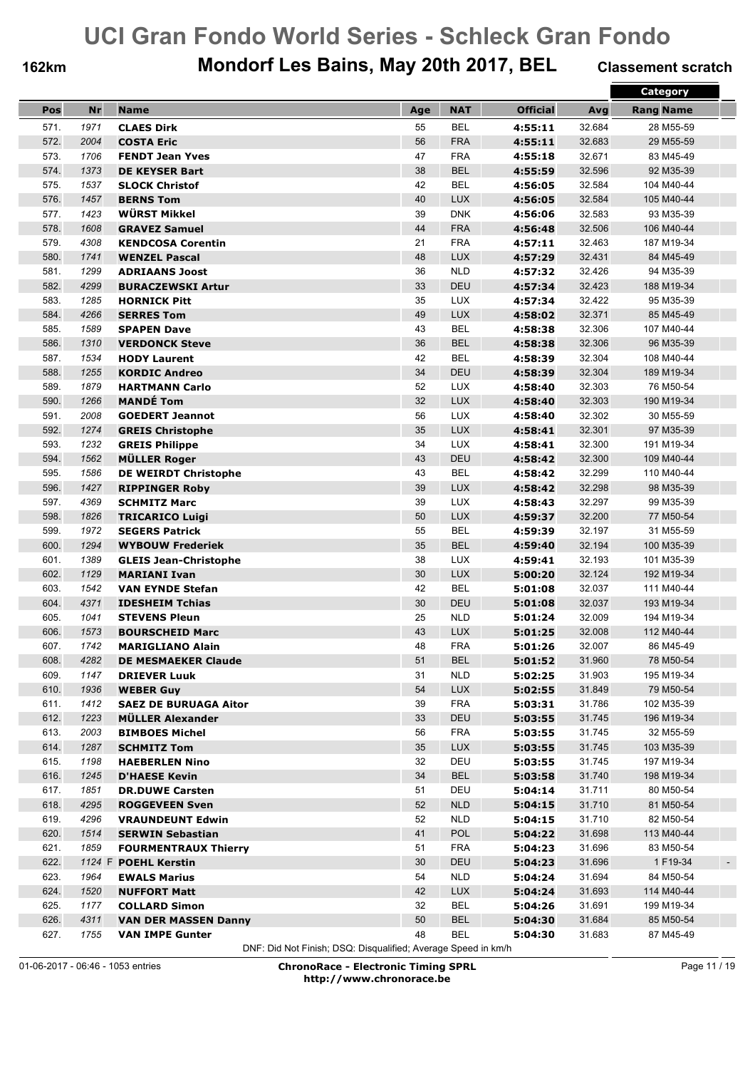# UCI Gran Fondo World Series - Schleck Gran Fondo

**162km** | **Mondorf Les Bains, May 20th 2017, BEL** | **Classement scratch**

| Pos | Nr | Name | Age | NAT | Official | Avg | Category Rang | Category Name | |
|---|---|---|---|---|---|---|---|---|---|
| 571. | 1971 | **CLAES Dirk** | 55 | BEL | **4:55:11** | 32.684 | 28 | M55-59 | |
| 572. | 2004 | **COSTA Eric** | 56 | FRA | **4:55:11** | 32.683 | 29 | M55-59 | |
| 573. | 1706 | **FENDT Jean Yves** | 47 | FRA | **4:55:18** | 32.671 | 83 | M45-49 | |
| 574. | 1373 | **DE KEYSER Bart** | 38 | BEL | **4:55:59** | 32.596 | 92 | M35-39 | |
| 575. | 1537 | **SLOCK Christof** | 42 | BEL | **4:56:05** | 32.584 | 104 | M40-44 | |
| 576. | 1457 | **BERNS Tom** | 40 | LUX | **4:56:05** | 32.584 | 105 | M40-44 | |
| 577. | 1423 | **WÜRST Mikkel** | 39 | DNK | **4:56:06** | 32.583 | 93 | M35-39 | |
| 578. | 1608 | **GRAVEZ Samuel** | 44 | FRA | **4:56:48** | 32.506 | 106 | M40-44 | |
| 579. | 4308 | **KENDCOSA Corentin** | 21 | FRA | **4:57:11** | 32.463 | 187 | M19-34 | |
| 580. | 1741 | **WENZEL Pascal** | 48 | LUX | **4:57:29** | 32.431 | 84 | M45-49 | |
| 581. | 1299 | **ADRIAANS Joost** | 36 | NLD | **4:57:32** | 32.426 | 94 | M35-39 | |
| 582. | 4299 | **BURACZEWSKI Artur** | 33 | DEU | **4:57:34** | 32.423 | 188 | M19-34 | |
| 583. | 1285 | **HORNICK Pitt** | 35 | LUX | **4:57:34** | 32.422 | 95 | M35-39 | |
| 584. | 4266 | **SERRES Tom** | 49 | LUX | **4:58:02** | 32.371 | 85 | M45-49 | |
| 585. | 1589 | **SPAPEN Dave** | 43 | BEL | **4:58:38** | 32.306 | 107 | M40-44 | |
| 586. | 1310 | **VERDONCK Steve** | 36 | BEL | **4:58:38** | 32.306 | 96 | M35-39 | |
| 587. | 1534 | **HODY Laurent** | 42 | BEL | **4:58:39** | 32.304 | 108 | M40-44 | |
| 588. | 1255 | **KORDIC Andreo** | 34 | DEU | **4:58:39** | 32.304 | 189 | M19-34 | |
| 589. | 1879 | **HARTMANN Carlo** | 52 | LUX | **4:58:40** | 32.303 | 76 | M50-54 | |
| 590. | 1266 | **MANDÉ Tom** | 32 | LUX | **4:58:40** | 32.303 | 190 | M19-34 | |
| 591. | 2008 | **GOEDERT Jeannot** | 56 | LUX | **4:58:40** | 32.302 | 30 | M55-59 | |
| 592. | 1274 | **GREIS Christophe** | 35 | LUX | **4:58:41** | 32.301 | 97 | M35-39 | |
| 593. | 1232 | **GREIS Philippe** | 34 | LUX | **4:58:41** | 32.300 | 191 | M19-34 | |
| 594. | 1562 | **MÜLLER Roger** | 43 | DEU | **4:58:42** | 32.300 | 109 | M40-44 | |
| 595. | 1586 | **DE WEIRDT Christophe** | 43 | BEL | **4:58:42** | 32.299 | 110 | M40-44 | |
| 596. | 1427 | **RIPPINGER Roby** | 39 | LUX | **4:58:42** | 32.298 | 98 | M35-39 | |
| 597. | 4369 | **SCHMITZ Marc** | 39 | LUX | **4:58:43** | 32.297 | 99 | M35-39 | |
| 598. | 1826 | **TRICARICO Luigi** | 50 | LUX | **4:59:37** | 32.200 | 77 | M50-54 | |
| 599. | 1972 | **SEGERS Patrick** | 55 | BEL | **4:59:39** | 32.197 | 31 | M55-59 | |
| 600. | 1294 | **WYBOUW Frederiek** | 35 | BEL | **4:59:40** | 32.194 | 100 | M35-39 | |
| 601. | 1389 | **GLEIS Jean-Christophe** | 38 | LUX | **4:59:41** | 32.193 | 101 | M35-39 | |
| 602. | 1129 | **MARIANI Ivan** | 30 | LUX | **5:00:20** | 32.124 | 192 | M19-34 | |
| 603. | 1542 | **VAN EYNDE Stefan** | 42 | BEL | **5:01:08** | 32.037 | 111 | M40-44 | |
| 604. | 4371 | **IDESHEIM Tchias** | 30 | DEU | **5:01:08** | 32.037 | 193 | M19-34 | |
| 605. | 1041 | **STEVENS Pleun** | 25 | NLD | **5:01:24** | 32.009 | 194 | M19-34 | |
| 606. | 1573 | **BOURSCHEID Marc** | 43 | LUX | **5:01:25** | 32.008 | 112 | M40-44 | |
| 607. | 1742 | **MARIGLIANO Alain** | 48 | FRA | **5:01:26** | 32.007 | 86 | M45-49 | |
| 608. | 4282 | **DE MESMAEKER Claude** | 51 | BEL | **5:01:52** | 31.960 | 78 | M50-54 | |
| 609. | 1147 | **DRIEVER Luuk** | 31 | NLD | **5:02:25** | 31.903 | 195 | M19-34 | |
| 610. | 1936 | **WEBER Guy** | 54 | LUX | **5:02:55** | 31.849 | 79 | M50-54 | |
| 611. | 1412 | **SAEZ DE BURUAGA Aitor** | 39 | FRA | **5:03:31** | 31.786 | 102 | M35-39 | |
| 612. | 1223 | **MÜLLER Alexander** | 33 | DEU | **5:03:55** | 31.745 | 196 | M19-34 | |
| 613. | 2003 | **BIMBOES Michel** | 56 | FRA | **5:03:55** | 31.745 | 32 | M55-59 | |
| 614. | 1287 | **SCHMITZ Tom** | 35 | LUX | **5:03:55** | 31.745 | 103 | M35-39 | |
| 615. | 1198 | **HAEBERLEN Nino** | 32 | DEU | **5:03:55** | 31.745 | 197 | M19-34 | |
| 616. | 1245 | **D'HAESE Kevin** | 34 | BEL | **5:03:58** | 31.740 | 198 | M19-34 | |
| 617. | 1851 | **DR.DUWE Carsten** | 51 | DEU | **5:04:14** | 31.711 | 80 | M50-54 | |
| 618. | 4295 | **ROGGEVEEN Sven** | 52 | NLD | **5:04:15** | 31.710 | 81 | M50-54 | |
| 619. | 4296 | **VRAUNDEUNT Edwin** | 52 | NLD | **5:04:15** | 31.710 | 82 | M50-54 | |
| 620. | 1514 | **SERWIN Sebastian** | 41 | POL | **5:04:22** | 31.698 | 113 | M40-44 | |
| 621. | 1859 | **FOURMENTRAUX Thierry** | 51 | FRA | **5:04:23** | 31.696 | 83 | M50-54 | |
| 622. | 1124 F | **POEHL Kerstin** | 30 | DEU | **5:04:23** | 31.696 | 1 | F19-34 | - |
| 623. | 1964 | **EWALS Marius** | 54 | NLD | **5:04:24** | 31.694 | 84 | M50-54 | |
| 624. | 1520 | **NUFFORT Matt** | 42 | LUX | **5:04:24** | 31.693 | 114 | M40-44 | |
| 625. | 1177 | **COLLARD Simon** | 32 | BEL | **5:04:26** | 31.691 | 199 | M19-34 | |
| 626. | 4311 | **VAN DER MASSEN Danny** | 50 | BEL | **5:04:30** | 31.684 | 85 | M50-54 | |
| 627. | 1755 | **VAN IMPE Gunter** | 48 | BEL | **5:04:30** | 31.683 | 87 | M45-49 | |

DNF: Did Not Finish; DSQ: Disqualified; Average Speed in km/h

01-06-2017 - 06:46 - 1053 entries

**ChronoRace - Electronic Timing SPRL**
**http://www.chronorace.be**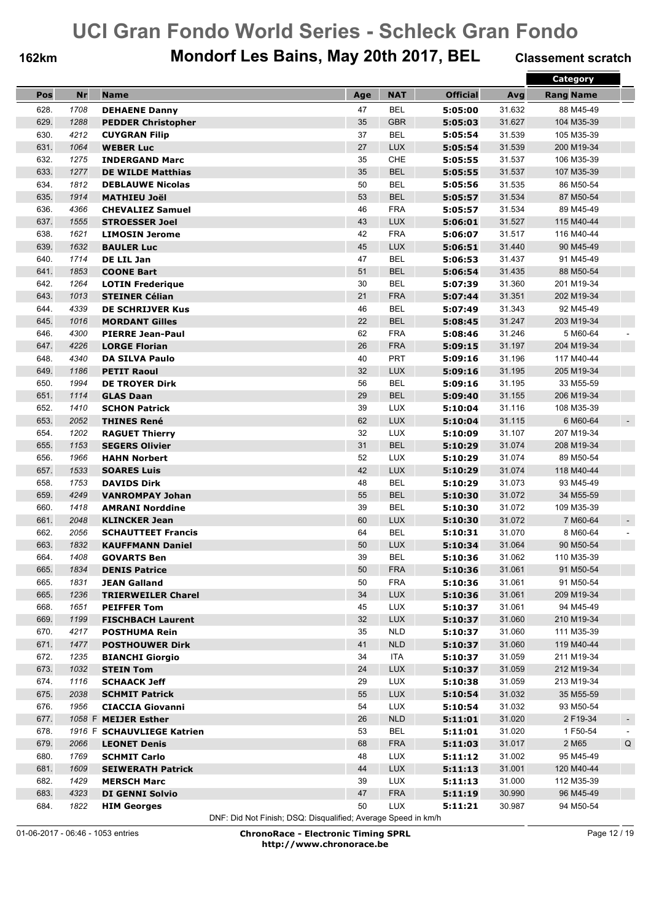# UCI Gran Fondo World Series - Schleck Gran Fondo

**162km** **Mondorf Les Bains, May 20th 2017, BEL** **Classement scratch**

| Pos | Nr | Name | Age | NAT | Official | Avg | Category Rang | Category Name | |
|---|---|---|---|---|---|---|---|---|---|
| 628. | 1708 | **DEHAENE Danny** | 47 | BEL | **5:05:00** | 31.632 | 88 | M45-49 | |
| 629. | 1288 | **PEDDER Christopher** | 35 | GBR | **5:05:03** | 31.627 | 104 | M35-39 | |
| 630. | 4212 | **CUYGRAN Filip** | 37 | BEL | **5:05:54** | 31.539 | 105 | M35-39 | |
| 631. | 1064 | **WEBER Luc** | 27 | LUX | **5:05:54** | 31.539 | 200 | M19-34 | |
| 632. | 1275 | **INDERGAND Marc** | 35 | CHE | **5:05:55** | 31.537 | 106 | M35-39 | |
| 633. | 1277 | **DE WILDE Matthias** | 35 | BEL | **5:05:55** | 31.537 | 107 | M35-39 | |
| 634. | 1812 | **DEBLAUWE Nicolas** | 50 | BEL | **5:05:56** | 31.535 | 86 | M50-54 | |
| 635. | 1914 | **MATHIEU Joël** | 53 | BEL | **5:05:57** | 31.534 | 87 | M50-54 | |
| 636. | 4366 | **CHEVALIEZ Samuel** | 46 | FRA | **5:05:57** | 31.534 | 89 | M45-49 | |
| 637. | 1555 | **STROESSER Joel** | 43 | LUX | **5:06:01** | 31.527 | 115 | M40-44 | |
| 638. | 1621 | **LIMOSIN Jerome** | 42 | FRA | **5:06:07** | 31.517 | 116 | M40-44 | |
| 639. | 1632 | **BAULER Luc** | 45 | LUX | **5:06:51** | 31.440 | 90 | M45-49 | |
| 640. | 1714 | **DE LIL Jan** | 47 | BEL | **5:06:53** | 31.437 | 91 | M45-49 | |
| 641. | 1853 | **COONE Bart** | 51 | BEL | **5:06:54** | 31.435 | 88 | M50-54 | |
| 642. | 1264 | **LOTIN Frederique** | 30 | BEL | **5:07:39** | 31.360 | 201 | M19-34 | |
| 643. | 1013 | **STEINER Célian** | 21 | FRA | **5:07:44** | 31.351 | 202 | M19-34 | |
| 644. | 4339 | **DE SCHRIJVER Kus** | 46 | BEL | **5:07:49** | 31.343 | 92 | M45-49 | |
| 645. | 1016 | **MORDANT Gilles** | 22 | BEL | **5:08:45** | 31.247 | 203 | M19-34 | |
| 646. | 4300 | **PIERRE Jean-Paul** | 62 | FRA | **5:08:46** | 31.246 | 5 | M60-64 | - |
| 647. | 4226 | **LORGE Florian** | 26 | FRA | **5:09:15** | 31.197 | 204 | M19-34 | |
| 648. | 4340 | **DA SILVA Paulo** | 40 | PRT | **5:09:16** | 31.196 | 117 | M40-44 | |
| 649. | 1186 | **PETIT Raoul** | 32 | LUX | **5:09:16** | 31.195 | 205 | M19-34 | |
| 650. | 1994 | **DE TROYER Dirk** | 56 | BEL | **5:09:16** | 31.195 | 33 | M55-59 | |
| 651. | 1114 | **GLAS Daan** | 29 | BEL | **5:09:40** | 31.155 | 206 | M19-34 | |
| 652. | 1410 | **SCHON Patrick** | 39 | LUX | **5:10:04** | 31.116 | 108 | M35-39 | |
| 653. | 2052 | **THINES René** | 62 | LUX | **5:10:04** | 31.115 | 6 | M60-64 | - |
| 654. | 1202 | **RAGUET Thierry** | 32 | LUX | **5:10:09** | 31.107 | 207 | M19-34 | |
| 655. | 1153 | **SEGERS Olivier** | 31 | BEL | **5:10:29** | 31.074 | 208 | M19-34 | |
| 656. | 1966 | **HAHN Norbert** | 52 | LUX | **5:10:29** | 31.074 | 89 | M50-54 | |
| 657. | 1533 | **SOARES Luis** | 42 | LUX | **5:10:29** | 31.074 | 118 | M40-44 | |
| 658. | 1753 | **DAVIDS Dirk** | 48 | BEL | **5:10:29** | 31.073 | 93 | M45-49 | |
| 659. | 4249 | **VANROMPAY Johan** | 55 | BEL | **5:10:30** | 31.072 | 34 | M55-59 | |
| 660. | 1418 | **AMRANI Norddine** | 39 | BEL | **5:10:30** | 31.072 | 109 | M35-39 | |
| 661. | 2048 | **KLINCKER Jean** | 60 | LUX | **5:10:30** | 31.072 | 7 | M60-64 | - |
| 662. | 2056 | **SCHAUTTEET Francis** | 64 | BEL | **5:10:31** | 31.070 | 8 | M60-64 | - |
| 663. | 1832 | **KAUFFMANN Daniel** | 50 | LUX | **5:10:34** | 31.064 | 90 | M50-54 | |
| 664. | 1408 | **GOVARTS Ben** | 39 | BEL | **5:10:36** | 31.062 | 110 | M35-39 | |
| 665. | 1834 | **DENIS Patrice** | 50 | FRA | **5:10:36** | 31.061 | 91 | M50-54 | |
| 665. | 1831 | **JEAN Galland** | 50 | FRA | **5:10:36** | 31.061 | 91 | M50-54 | |
| 665. | 1236 | **TRIERWEILER Charel** | 34 | LUX | **5:10:36** | 31.061 | 209 | M19-34 | |
| 668. | 1651 | **PEIFFER Tom** | 45 | LUX | **5:10:37** | 31.061 | 94 | M45-49 | |
| 669. | 1199 | **FISCHBACH Laurent** | 32 | LUX | **5:10:37** | 31.060 | 210 | M19-34 | |
| 670. | 4217 | **POSTHUMA Rein** | 35 | NLD | **5:10:37** | 31.060 | 111 | M35-39 | |
| 671. | 1477 | **POSTHOUWER Dirk** | 41 | NLD | **5:10:37** | 31.060 | 119 | M40-44 | |
| 672. | 1235 | **BIANCHI Giorgio** | 34 | ITA | **5:10:37** | 31.059 | 211 | M19-34 | |
| 673. | 1032 | **STEIN Tom** | 24 | LUX | **5:10:37** | 31.059 | 212 | M19-34 | |
| 674. | 1116 | **SCHAACK Jeff** | 29 | LUX | **5:10:38** | 31.059 | 213 | M19-34 | |
| 675. | 2038 | **SCHMIT Patrick** | 55 | LUX | **5:10:54** | 31.032 | 35 | M55-59 | |
| 676. | 1956 | **CIACCIA Giovanni** | 54 | LUX | **5:10:54** | 31.032 | 93 | M50-54 | |
| 677. | 1058 F | **MEIJER Esther** | 26 | NLD | **5:11:01** | 31.020 | 2 | F19-34 | - |
| 678. | 1916 F | **SCHAUVLIEGE Katrien** | 53 | BEL | **5:11:01** | 31.020 | 1 | F50-54 | - |
| 679. | 2066 | **LEONET Denis** | 68 | FRA | **5:11:03** | 31.017 | 2 | M65 | Q |
| 680. | 1769 | **SCHMIT Carlo** | 48 | LUX | **5:11:12** | 31.002 | 95 | M45-49 | |
| 681. | 1609 | **SEIWERATH Patrick** | 44 | LUX | **5:11:13** | 31.001 | 120 | M40-44 | |
| 682. | 1429 | **MERSCH Marc** | 39 | LUX | **5:11:13** | 31.000 | 112 | M35-39 | |
| 683. | 4323 | **DI GENNI Solvio** | 47 | FRA | **5:11:19** | 30.990 | 96 | M45-49 | |
| 684. | 1822 | **HIM Georges** | 50 | LUX | **5:11:21** | 30.987 | 94 | M50-54 | |

DNF: Did Not Finish; DSQ: Disqualified; Average Speed in km/h

01-06-2017 - 06:46 - 1053 entries

**ChronoRace - Electronic Timing SPRL**
**http://www.chronorace.be**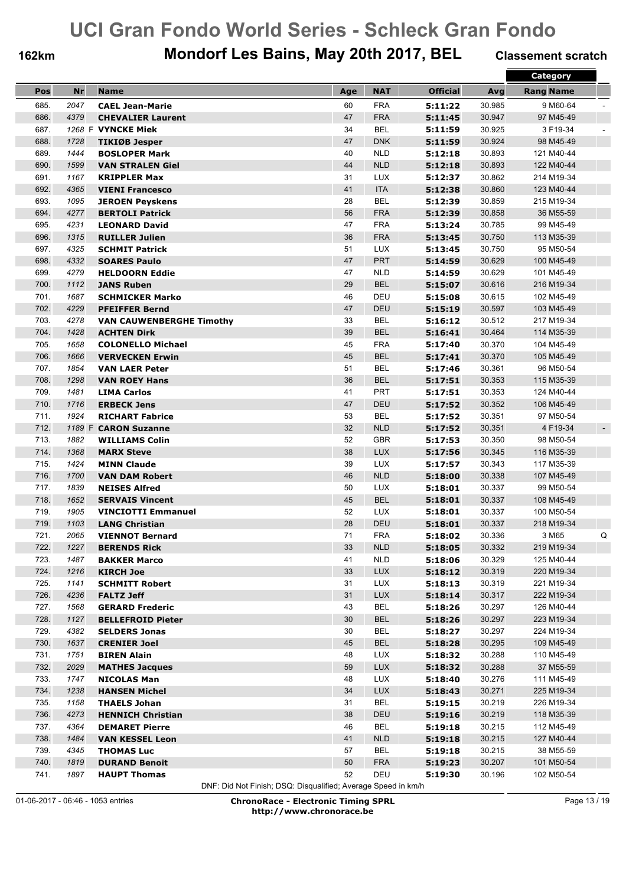# UCI Gran Fondo World Series - Schleck Gran Fondo

**162km** | **Mondorf Les Bains, May 20th 2017, BEL** | **Classement scratch**

| Pos | Nr | | Name | Age | NAT | Official | Avg | Category Rang | Category Name | |
|---|---|---|---|---|---|---|---|---|---|---|
| 685. | 2047 | | CAEL Jean-Marie | 60 | FRA | 5:11:22 | 30.985 | 9 | M60-64 | - |
| 686. | 4379 | | CHEVALIER Laurent | 47 | FRA | 5:11:45 | 30.947 | 97 | M45-49 | |
| 687. | 1268 | F | VYNCKE Miek | 34 | BEL | 5:11:59 | 30.925 | 3 | F19-34 | - |
| 688. | 1728 | | TIKIØB Jesper | 47 | DNK | 5:11:59 | 30.924 | 98 | M45-49 | |
| 689. | 1444 | | BOSLOPER Mark | 40 | NLD | 5:12:18 | 30.893 | 121 | M40-44 | |
| 690. | 1599 | | VAN STRALEN Giel | 44 | NLD | 5:12:18 | 30.893 | 122 | M40-44 | |
| 691. | 1167 | | KRIPPLER Max | 31 | LUX | 5:12:37 | 30.862 | 214 | M19-34 | |
| 692. | 4365 | | VIENI Francesco | 41 | ITA | 5:12:38 | 30.860 | 123 | M40-44 | |
| 693. | 1095 | | JEROEN Peyskens | 28 | BEL | 5:12:39 | 30.859 | 215 | M19-34 | |
| 694. | 4277 | | BERTOLI Patrick | 56 | FRA | 5:12:39 | 30.858 | 36 | M55-59 | |
| 695. | 4231 | | LEONARD David | 47 | FRA | 5:13:24 | 30.785 | 99 | M45-49 | |
| 696. | 1315 | | RUILLER Julien | 36 | FRA | 5:13:45 | 30.750 | 113 | M35-39 | |
| 697. | 4325 | | SCHMIT Patrick | 51 | LUX | 5:13:45 | 30.750 | 95 | M50-54 | |
| 698. | 4332 | | SOARES Paulo | 47 | PRT | 5:14:59 | 30.629 | 100 | M45-49 | |
| 699. | 4279 | | HELDOORN Eddie | 47 | NLD | 5:14:59 | 30.629 | 101 | M45-49 | |
| 700. | 1112 | | JANS Ruben | 29 | BEL | 5:15:07 | 30.616 | 216 | M19-34 | |
| 701. | 1687 | | SCHMICKER Marko | 46 | DEU | 5:15:08 | 30.615 | 102 | M45-49 | |
| 702. | 4229 | | PFEIFFER Bernd | 47 | DEU | 5:15:19 | 30.597 | 103 | M45-49 | |
| 703. | 4278 | | VAN CAUWENBERGHE Timothy | 33 | BEL | 5:16:12 | 30.512 | 217 | M19-34 | |
| 704. | 1428 | | ACHTEN Dirk | 39 | BEL | 5:16:41 | 30.464 | 114 | M35-39 | |
| 705. | 1658 | | COLONELLO Michael | 45 | FRA | 5:17:40 | 30.370 | 104 | M45-49 | |
| 706. | 1666 | | VERVECKEN Erwin | 45 | BEL | 5:17:41 | 30.370 | 105 | M45-49 | |
| 707. | 1854 | | VAN LAER Peter | 51 | BEL | 5:17:46 | 30.361 | 96 | M50-54 | |
| 708. | 1298 | | VAN ROEY Hans | 36 | BEL | 5:17:51 | 30.353 | 115 | M35-39 | |
| 709. | 1481 | | LIMA Carlos | 41 | PRT | 5:17:51 | 30.353 | 124 | M40-44 | |
| 710. | 1716 | | ERBECK Jens | 47 | DEU | 5:17:52 | 30.352 | 106 | M45-49 | |
| 711. | 1924 | | RICHART Fabrice | 53 | BEL | 5:17:52 | 30.351 | 97 | M50-54 | |
| 712. | 1189 | F | CARON Suzanne | 32 | NLD | 5:17:52 | 30.351 | 4 | F19-34 | - |
| 713. | 1882 | | WILLIAMS Colin | 52 | GBR | 5:17:53 | 30.350 | 98 | M50-54 | |
| 714. | 1368 | | MARX Steve | 38 | LUX | 5:17:56 | 30.345 | 116 | M35-39 | |
| 715. | 1424 | | MINN Claude | 39 | LUX | 5:17:57 | 30.343 | 117 | M35-39 | |
| 716. | 1700 | | VAN DAM Robert | 46 | NLD | 5:18:00 | 30.338 | 107 | M45-49 | |
| 717. | 1839 | | NEISES Alfred | 50 | LUX | 5:18:01 | 30.337 | 99 | M50-54 | |
| 718. | 1652 | | SERVAIS Vincent | 45 | BEL | 5:18:01 | 30.337 | 108 | M45-49 | |
| 719. | 1905 | | VINCIOTTI Emmanuel | 52 | LUX | 5:18:01 | 30.337 | 100 | M50-54 | |
| 719. | 1103 | | LANG Christian | 28 | DEU | 5:18:01 | 30.337 | 218 | M19-34 | |
| 721. | 2065 | | VIENNOT Bernard | 71 | FRA | 5:18:02 | 30.336 | 3 | M65 | Q |
| 722. | 1227 | | BERENDS Rick | 33 | NLD | 5:18:05 | 30.332 | 219 | M19-34 | |
| 723. | 1487 | | BAKKER Marco | 41 | NLD | 5:18:06 | 30.329 | 125 | M40-44 | |
| 724. | 1216 | | KIRCH Joe | 33 | LUX | 5:18:12 | 30.319 | 220 | M19-34 | |
| 725. | 1141 | | SCHMITT Robert | 31 | LUX | 5:18:13 | 30.319 | 221 | M19-34 | |
| 726. | 4236 | | FALTZ Jeff | 31 | LUX | 5:18:14 | 30.317 | 222 | M19-34 | |
| 727. | 1568 | | GERARD Frederic | 43 | BEL | 5:18:26 | 30.297 | 126 | M40-44 | |
| 728. | 1127 | | BELLEFROID Pieter | 30 | BEL | 5:18:26 | 30.297 | 223 | M19-34 | |
| 729. | 4382 | | SELDERS Jonas | 30 | BEL | 5:18:27 | 30.297 | 224 | M19-34 | |
| 730. | 1637 | | CRENIER Joel | 45 | BEL | 5:18:28 | 30.295 | 109 | M45-49 | |
| 731. | 1751 | | BIREN Alain | 48 | LUX | 5:18:32 | 30.288 | 110 | M45-49 | |
| 732. | 2029 | | MATHES Jacques | 59 | LUX | 5:18:32 | 30.288 | 37 | M55-59 | |
| 733. | 1747 | | NICOLAS Man | 48 | LUX | 5:18:40 | 30.276 | 111 | M45-49 | |
| 734. | 1238 | | HANSEN Michel | 34 | LUX | 5:18:43 | 30.271 | 225 | M19-34 | |
| 735. | 1158 | | THAELS Johan | 31 | BEL | 5:19:15 | 30.219 | 226 | M19-34 | |
| 736. | 4273 | | HENNICH Christian | 38 | DEU | 5:19:16 | 30.219 | 118 | M35-39 | |
| 737. | 4364 | | DEMARET Pierre | 46 | BEL | 5:19:18 | 30.215 | 112 | M45-49 | |
| 738. | 1484 | | VAN KESSEL Leon | 41 | NLD | 5:19:18 | 30.215 | 127 | M40-44 | |
| 739. | 4345 | | THOMAS Luc | 57 | BEL | 5:19:18 | 30.215 | 38 | M55-59 | |
| 740. | 1819 | | DURAND Benoit | 50 | FRA | 5:19:23 | 30.207 | 101 | M50-54 | |
| 741. | 1897 | | HAUPT Thomas | 52 | DEU | 5:19:30 | 30.196 | 102 | M50-54 | |

DNF: Did Not Finish; DSQ: Disqualified; Average Speed in km/h

01-06-2017 - 06:46 - 1053 entries

**ChronoRace - Electronic Timing SPRL**
**http://www.chronorace.be**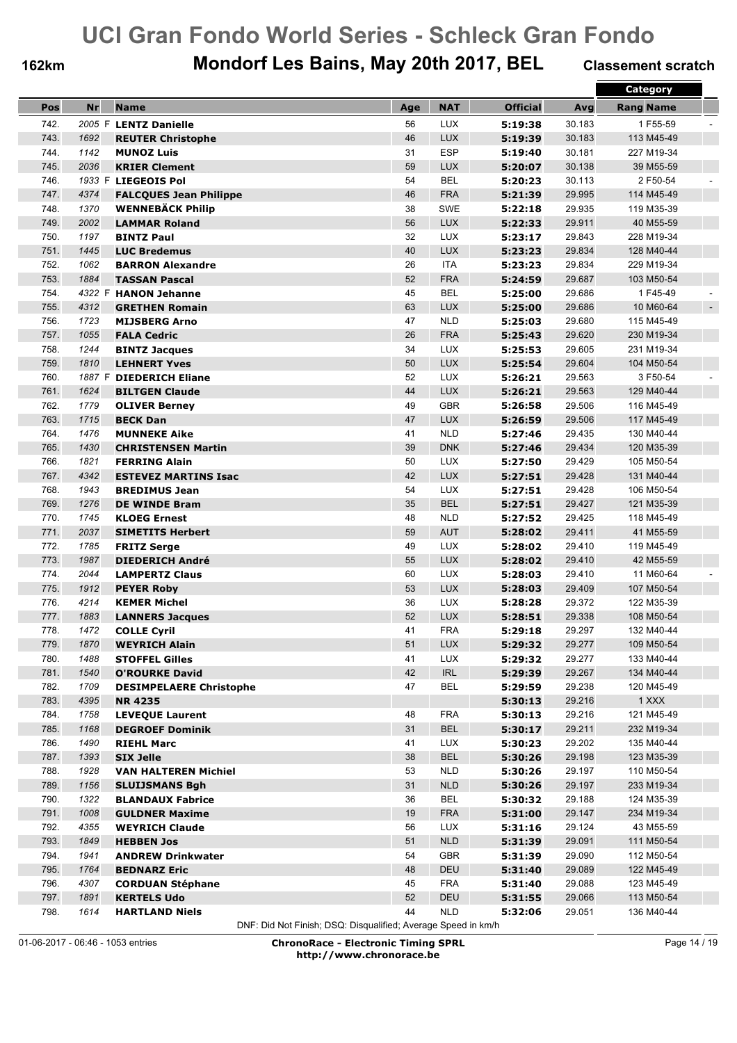# UCI Gran Fondo World Series - Schleck Gran Fondo

**162km** **Mondorf Les Bains, May 20th 2017, BEL** **Classement scratch**

| Pos | Nr | Name | Age | NAT | Official | Avg | Category Rang | Category Name | |
|---|---|---|---|---|---|---|---|---|---|
| 742. | 2005 F | **LENTZ Danielle** | 56 | LUX | **5:19:38** | 30.183 | 1 | F55-59 | - |
| 743. | 1692 | **REUTER Christophe** | 46 | LUX | **5:19:39** | 30.183 | 113 | M45-49 | |
| 744. | 1142 | **MUNOZ Luis** | 31 | ESP | **5:19:40** | 30.181 | 227 | M19-34 | |
| 745. | 2036 | **KRIER Clement** | 59 | LUX | **5:20:07** | 30.138 | 39 | M55-59 | |
| 746. | 1933 F | **LIEGEOIS Pol** | 54 | BEL | **5:20:23** | 30.113 | 2 | F50-54 | - |
| 747. | 4374 | **FALCQUES Jean Philippe** | 46 | FRA | **5:21:39** | 29.995 | 114 | M45-49 | |
| 748. | 1370 | **WENNEBÄCK Philip** | 38 | SWE | **5:22:18** | 29.935 | 119 | M35-39 | |
| 749. | 2002 | **LAMMAR Roland** | 56 | LUX | **5:22:33** | 29.911 | 40 | M55-59 | |
| 750. | 1197 | **BINTZ Paul** | 32 | LUX | **5:23:17** | 29.843 | 228 | M19-34 | |
| 751. | 1445 | **LUC Bredemus** | 40 | LUX | **5:23:23** | 29.834 | 128 | M40-44 | |
| 752. | 1062 | **BARRON Alexandre** | 26 | ITA | **5:23:23** | 29.834 | 229 | M19-34 | |
| 753. | 1884 | **TASSAN Pascal** | 52 | FRA | **5:24:59** | 29.687 | 103 | M50-54 | |
| 754. | 4322 F | **HANON Jehanne** | 45 | BEL | **5:25:00** | 29.686 | 1 | F45-49 | - |
| 755. | 4312 | **GRETHEN Romain** | 63 | LUX | **5:25:00** | 29.686 | 10 | M60-64 | - |
| 756. | 1723 | **MIJSBERG Arno** | 47 | NLD | **5:25:03** | 29.680 | 115 | M45-49 | |
| 757. | 1055 | **FALA Cedric** | 26 | FRA | **5:25:43** | 29.620 | 230 | M19-34 | |
| 758. | 1244 | **BINTZ Jacques** | 34 | LUX | **5:25:53** | 29.605 | 231 | M19-34 | |
| 759. | 1810 | **LEHNERT Yves** | 50 | LUX | **5:25:54** | 29.604 | 104 | M50-54 | |
| 760. | 1887 F | **DIEDERICH Eliane** | 52 | LUX | **5:26:21** | 29.563 | 3 | F50-54 | - |
| 761. | 1624 | **BILTGEN Claude** | 44 | LUX | **5:26:21** | 29.563 | 129 | M40-44 | |
| 762. | 1779 | **OLIVER Berney** | 49 | GBR | **5:26:58** | 29.506 | 116 | M45-49 | |
| 763. | 1715 | **BECK Dan** | 47 | LUX | **5:26:59** | 29.506 | 117 | M45-49 | |
| 764. | 1476 | **MUNNEKE Aike** | 41 | NLD | **5:27:46** | 29.435 | 130 | M40-44 | |
| 765. | 1430 | **CHRISTENSEN Martin** | 39 | DNK | **5:27:46** | 29.434 | 120 | M35-39 | |
| 766. | 1821 | **FERRING Alain** | 50 | LUX | **5:27:50** | 29.429 | 105 | M50-54 | |
| 767. | 4342 | **ESTEVEZ MARTINS Isac** | 42 | LUX | **5:27:51** | 29.428 | 131 | M40-44 | |
| 768. | 1943 | **BREDIMUS Jean** | 54 | LUX | **5:27:51** | 29.428 | 106 | M50-54 | |
| 769. | 1276 | **DE WINDE Bram** | 35 | BEL | **5:27:51** | 29.427 | 121 | M35-39 | |
| 770. | 1745 | **KLOEG Ernest** | 48 | NLD | **5:27:52** | 29.425 | 118 | M45-49 | |
| 771. | 2037 | **SIMETITS Herbert** | 59 | AUT | **5:28:02** | 29.411 | 41 | M55-59 | |
| 772. | 1785 | **FRITZ Serge** | 49 | LUX | **5:28:02** | 29.410 | 119 | M45-49 | |
| 773. | 1987 | **DIEDERICH André** | 55 | LUX | **5:28:02** | 29.410 | 42 | M55-59 | |
| 774. | 2044 | **LAMPERTZ Claus** | 60 | LUX | **5:28:03** | 29.410 | 11 | M60-64 | - |
| 775. | 1912 | **PEYER Roby** | 53 | LUX | **5:28:03** | 29.409 | 107 | M50-54 | |
| 776. | 4214 | **KEMER Michel** | 36 | LUX | **5:28:28** | 29.372 | 122 | M35-39 | |
| 777. | 1883 | **LANNERS Jacques** | 52 | LUX | **5:28:51** | 29.338 | 108 | M50-54 | |
| 778. | 1472 | **COLLE Cyril** | 41 | FRA | **5:29:18** | 29.297 | 132 | M40-44 | |
| 779. | 1870 | **WEYRICH Alain** | 51 | LUX | **5:29:32** | 29.277 | 109 | M50-54 | |
| 780. | 1488 | **STOFFEL Gilles** | 41 | LUX | **5:29:32** | 29.277 | 133 | M40-44 | |
| 781. | 1540 | **O'ROURKE David** | 42 | IRL | **5:29:39** | 29.267 | 134 | M40-44 | |
| 782. | 1709 | **DESIMPELAERE Christophe** | 47 | BEL | **5:29:59** | 29.238 | 120 | M45-49 | |
| 783. | 4395 | **NR 4235** | | | **5:30:13** | 29.216 | 1 | XXX | |
| 784. | 1758 | **LEVEQUE Laurent** | 48 | FRA | **5:30:13** | 29.216 | 121 | M45-49 | |
| 785. | 1168 | **DEGROEF Dominik** | 31 | BEL | **5:30:17** | 29.211 | 232 | M19-34 | |
| 786. | 1490 | **RIEHL Marc** | 41 | LUX | **5:30:23** | 29.202 | 135 | M40-44 | |
| 787. | 1393 | **SIX Jelle** | 38 | BEL | **5:30:26** | 29.198 | 123 | M35-39 | |
| 788. | 1928 | **VAN HALTEREN Michiel** | 53 | NLD | **5:30:26** | 29.197 | 110 | M50-54 | |
| 789. | 1156 | **SLUIJSMANS Bgh** | 31 | NLD | **5:30:26** | 29.197 | 233 | M19-34 | |
| 790. | 1322 | **BLANDAUX Fabrice** | 36 | BEL | **5:30:32** | 29.188 | 124 | M35-39 | |
| 791. | 1008 | **GULDNER Maxime** | 19 | FRA | **5:31:00** | 29.147 | 234 | M19-34 | |
| 792. | 4355 | **WEYRICH Claude** | 56 | LUX | **5:31:16** | 29.124 | 43 | M55-59 | |
| 793. | 1849 | **HEBBEN Jos** | 51 | NLD | **5:31:39** | 29.091 | 111 | M50-54 | |
| 794. | 1941 | **ANDREW Drinkwater** | 54 | GBR | **5:31:39** | 29.090 | 112 | M50-54 | |
| 795. | 1764 | **BEDNARZ Eric** | 48 | DEU | **5:31:40** | 29.089 | 122 | M45-49 | |
| 796. | 4307 | **CORDUAN Stéphane** | 45 | FRA | **5:31:40** | 29.088 | 123 | M45-49 | |
| 797. | 1891 | **KERTELS Udo** | 52 | DEU | **5:31:55** | 29.066 | 113 | M50-54 | |
| 798. | 1614 | **HARTLAND Niels** | 44 | NLD | **5:32:06** | 29.051 | 136 | M40-44 | |

DNF: Did Not Finish; DSQ: Disqualified; Average Speed in km/h

01-06-2017 - 06:46 - 1053 entries

**ChronoRace - Electronic Timing SPRL**
**http://www.chronorace.be**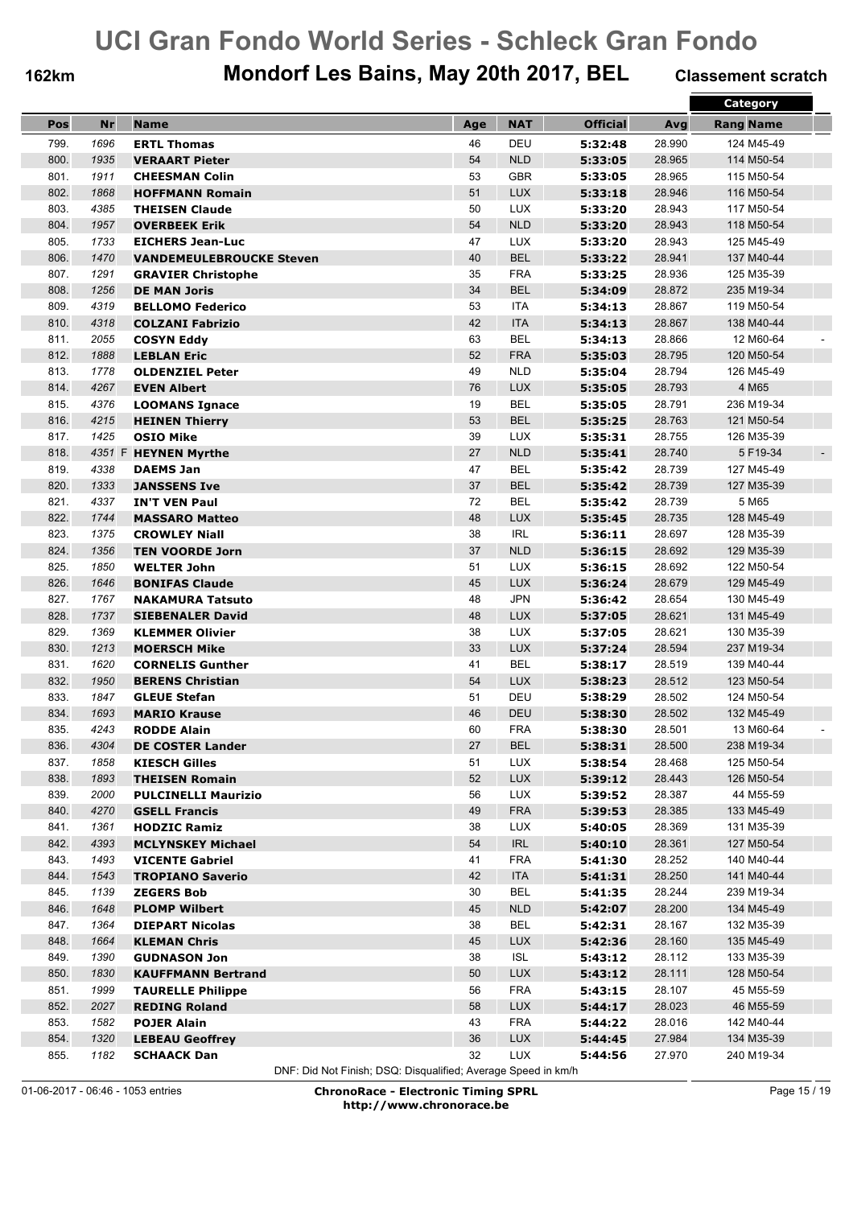# UCI Gran Fondo World Series - Schleck Gran Fondo

**162km** **Mondorf Les Bains, May 20th 2017, BEL** **Classement scratch**

| Pos | Nr | Name | Age | NAT | Official | Avg | Category Rang Name | |
|---|---|---|---|---|---|---|---|---|
| 799. | 1696 | **ERTL Thomas** | 46 | DEU | **5:32:48** | 28.990 | 124 M45-49 | |
| 800. | 1935 | **VERAART Pieter** | 54 | NLD | **5:33:05** | 28.965 | 114 M50-54 | |
| 801. | 1911 | **CHEESMAN Colin** | 53 | GBR | **5:33:05** | 28.965 | 115 M50-54 | |
| 802. | 1868 | **HOFFMANN Romain** | 51 | LUX | **5:33:18** | 28.946 | 116 M50-54 | |
| 803. | 4385 | **THEISEN Claude** | 50 | LUX | **5:33:20** | 28.943 | 117 M50-54 | |
| 804. | 1957 | **OVERBEEK Erik** | 54 | NLD | **5:33:20** | 28.943 | 118 M50-54 | |
| 805. | 1733 | **EICHERS Jean-Luc** | 47 | LUX | **5:33:20** | 28.943 | 125 M45-49 | |
| 806. | 1470 | **VANDEMEULEBROUCKE Steven** | 40 | BEL | **5:33:22** | 28.941 | 137 M40-44 | |
| 807. | 1291 | **GRAVIER Christophe** | 35 | FRA | **5:33:25** | 28.936 | 125 M35-39 | |
| 808. | 1256 | **DE MAN Joris** | 34 | BEL | **5:34:09** | 28.872 | 235 M19-34 | |
| 809. | 4319 | **BELLOMO Federico** | 53 | ITA | **5:34:13** | 28.867 | 119 M50-54 | |
| 810. | 4318 | **COLZANI Fabrizio** | 42 | ITA | **5:34:13** | 28.867 | 138 M40-44 | |
| 811. | 2055 | **COSYN Eddy** | 63 | BEL | **5:34:13** | 28.866 | 12 M60-64 | - |
| 812. | 1888 | **LEBLAN Eric** | 52 | FRA | **5:35:03** | 28.795 | 120 M50-54 | |
| 813. | 1778 | **OLDENZIEL Peter** | 49 | NLD | **5:35:04** | 28.794 | 126 M45-49 | |
| 814. | 4267 | **EVEN Albert** | 76 | LUX | **5:35:05** | 28.793 | 4 M65 | |
| 815. | 4376 | **LOOMANS Ignace** | 19 | BEL | **5:35:05** | 28.791 | 236 M19-34 | |
| 816. | 4215 | **HEINEN Thierry** | 53 | BEL | **5:35:25** | 28.763 | 121 M50-54 | |
| 817. | 1425 | **OSIO Mike** | 39 | LUX | **5:35:31** | 28.755 | 126 M35-39 | |
| 818. | 4351 F | **HEYNEN Myrthe** | 27 | NLD | **5:35:41** | 28.740 | 5 F19-34 | - |
| 819. | 4338 | **DAEMS Jan** | 47 | BEL | **5:35:42** | 28.739 | 127 M45-49 | |
| 820. | 1333 | **JANSSENS Ive** | 37 | BEL | **5:35:42** | 28.739 | 127 M35-39 | |
| 821. | 4337 | **IN'T VEN Paul** | 72 | BEL | **5:35:42** | 28.739 | 5 M65 | |
| 822. | 1744 | **MASSARO Matteo** | 48 | LUX | **5:35:45** | 28.735 | 128 M45-49 | |
| 823. | 1375 | **CROWLEY Niall** | 38 | IRL | **5:36:11** | 28.697 | 128 M35-39 | |
| 824. | 1356 | **TEN VOORDE Jorn** | 37 | NLD | **5:36:15** | 28.692 | 129 M35-39 | |
| 825. | 1850 | **WELTER John** | 51 | LUX | **5:36:15** | 28.692 | 122 M50-54 | |
| 826. | 1646 | **BONIFAS Claude** | 45 | LUX | **5:36:24** | 28.679 | 129 M45-49 | |
| 827. | 1767 | **NAKAMURA Tatsuto** | 48 | JPN | **5:36:42** | 28.654 | 130 M45-49 | |
| 828. | 1737 | **SIEBENALER David** | 48 | LUX | **5:37:05** | 28.621 | 131 M45-49 | |
| 829. | 1369 | **KLEMMER Olivier** | 38 | LUX | **5:37:05** | 28.621 | 130 M35-39 | |
| 830. | 1213 | **MOERSCH Mike** | 33 | LUX | **5:37:24** | 28.594 | 237 M19-34 | |
| 831. | 1620 | **CORNELIS Gunther** | 41 | BEL | **5:38:17** | 28.519 | 139 M40-44 | |
| 832. | 1950 | **BERENS Christian** | 54 | LUX | **5:38:23** | 28.512 | 123 M50-54 | |
| 833. | 1847 | **GLEUE Stefan** | 51 | DEU | **5:38:29** | 28.502 | 124 M50-54 | |
| 834. | 1693 | **MARIO Krause** | 46 | DEU | **5:38:30** | 28.502 | 132 M45-49 | |
| 835. | 4243 | **RODDE Alain** | 60 | FRA | **5:38:30** | 28.501 | 13 M60-64 | - |
| 836. | 4304 | **DE COSTER Lander** | 27 | BEL | **5:38:31** | 28.500 | 238 M19-34 | |
| 837. | 1858 | **KIESCH Gilles** | 51 | LUX | **5:38:54** | 28.468 | 125 M50-54 | |
| 838. | 1893 | **THEISEN Romain** | 52 | LUX | **5:39:12** | 28.443 | 126 M50-54 | |
| 839. | 2000 | **PULCINELLI Maurizio** | 56 | LUX | **5:39:52** | 28.387 | 44 M55-59 | |
| 840. | 4270 | **GSELL Francis** | 49 | FRA | **5:39:53** | 28.385 | 133 M45-49 | |
| 841. | 1361 | **HODZIC Ramiz** | 38 | LUX | **5:40:05** | 28.369 | 131 M35-39 | |
| 842. | 4393 | **MCLYNSKEY Michael** | 54 | IRL | **5:40:10** | 28.361 | 127 M50-54 | |
| 843. | 1493 | **VICENTE Gabriel** | 41 | FRA | **5:41:30** | 28.252 | 140 M40-44 | |
| 844. | 1543 | **TROPIANO Saverio** | 42 | ITA | **5:41:31** | 28.250 | 141 M40-44 | |
| 845. | 1139 | **ZEGERS Bob** | 30 | BEL | **5:41:35** | 28.244 | 239 M19-34 | |
| 846. | 1648 | **PLOMP Wilbert** | 45 | NLD | **5:42:07** | 28.200 | 134 M45-49 | |
| 847. | 1364 | **DIEPART Nicolas** | 38 | BEL | **5:42:31** | 28.167 | 132 M35-39 | |
| 848. | 1664 | **KLEMAN Chris** | 45 | LUX | **5:42:36** | 28.160 | 135 M45-49 | |
| 849. | 1390 | **GUDNASON Jon** | 38 | ISL | **5:43:12** | 28.112 | 133 M35-39 | |
| 850. | 1830 | **KAUFFMANN Bertrand** | 50 | LUX | **5:43:12** | 28.111 | 128 M50-54 | |
| 851. | 1999 | **TAURELLE Philippe** | 56 | FRA | **5:43:15** | 28.107 | 45 M55-59 | |
| 852. | 2027 | **REDING Roland** | 58 | LUX | **5:44:17** | 28.023 | 46 M55-59 | |
| 853. | 1582 | **POJER Alain** | 43 | FRA | **5:44:22** | 28.016 | 142 M40-44 | |
| 854. | 1320 | **LEBEAU Geoffrey** | 36 | LUX | **5:44:45** | 27.984 | 134 M35-39 | |
| 855. | 1182 | **SCHAACK Dan** | 32 | LUX | **5:44:56** | 27.970 | 240 M19-34 | |

DNF: Did Not Finish; DSQ: Disqualified; Average Speed in km/h

01-06-2017 - 06:46 - 1053 entries

**ChronoRace - Electronic Timing SPRL**
**http://www.chronorace.be**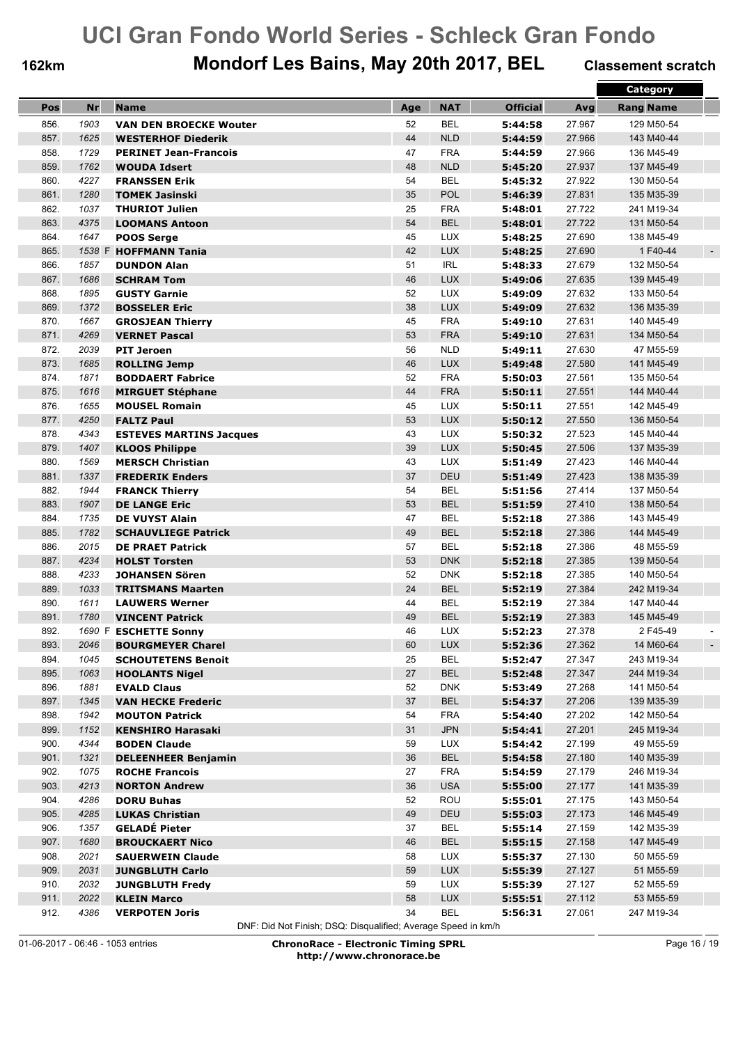# UCI Gran Fondo World Series - Schleck Gran Fondo

**162km** | **Mondorf Les Bains, May 20th 2017, BEL** | **Classement scratch**

| Pos | Nr | Name | Age | NAT | Official | Avg | Category Rang Name | |
|---|---|---|---|---|---|---|---|---|
| 856. | 1903 | **VAN DEN BROECKE Wouter** | 52 | BEL | **5:44:58** | 27.967 | 129 M50-54 | |
| 857. | 1625 | **WESTERHOF Diederik** | 44 | NLD | **5:44:59** | 27.966 | 143 M40-44 | |
| 858. | 1729 | **PERINET Jean-Francois** | 47 | FRA | **5:44:59** | 27.966 | 136 M45-49 | |
| 859. | 1762 | **WOUDA Idsert** | 48 | NLD | **5:45:20** | 27.937 | 137 M45-49 | |
| 860. | 4227 | **FRANSSEN Erik** | 54 | BEL | **5:45:32** | 27.922 | 130 M50-54 | |
| 861. | 1280 | **TOMEK Jasinski** | 35 | POL | **5:46:39** | 27.831 | 135 M35-39 | |
| 862. | 1037 | **THURIOT Julien** | 25 | FRA | **5:48:01** | 27.722 | 241 M19-34 | |
| 863. | 4375 | **LOOMANS Antoon** | 54 | BEL | **5:48:01** | 27.722 | 131 M50-54 | |
| 864. | 1647 | **POOS Serge** | 45 | LUX | **5:48:25** | 27.690 | 138 M45-49 | |
| 865. | 1538 F | **HOFFMANN Tania** | 42 | LUX | **5:48:25** | 27.690 | 1 F40-44 | - |
| 866. | 1857 | **DUNDON Alan** | 51 | IRL | **5:48:33** | 27.679 | 132 M50-54 | |
| 867. | 1686 | **SCHRAM Tom** | 46 | LUX | **5:49:06** | 27.635 | 139 M45-49 | |
| 868. | 1895 | **GUSTY Garnie** | 52 | LUX | **5:49:09** | 27.632 | 133 M50-54 | |
| 869. | 1372 | **BOSSELER Eric** | 38 | LUX | **5:49:09** | 27.632 | 136 M35-39 | |
| 870. | 1667 | **GROSJEAN Thierry** | 45 | FRA | **5:49:10** | 27.631 | 140 M45-49 | |
| 871. | 4269 | **VERNET Pascal** | 53 | FRA | **5:49:10** | 27.631 | 134 M50-54 | |
| 872. | 2039 | **PIT Jeroen** | 56 | NLD | **5:49:11** | 27.630 | 47 M55-59 | |
| 873. | 1685 | **ROLLING Jemp** | 46 | LUX | **5:49:48** | 27.580 | 141 M45-49 | |
| 874. | 1871 | **BODDAERT Fabrice** | 52 | FRA | **5:50:03** | 27.561 | 135 M50-54 | |
| 875. | 1616 | **MIRGUET Stéphane** | 44 | FRA | **5:50:11** | 27.551 | 144 M40-44 | |
| 876. | 1655 | **MOUSEL Romain** | 45 | LUX | **5:50:11** | 27.551 | 142 M45-49 | |
| 877. | 4250 | **FALTZ Paul** | 53 | LUX | **5:50:12** | 27.550 | 136 M50-54 | |
| 878. | 4343 | **ESTEVES MARTINS Jacques** | 43 | LUX | **5:50:32** | 27.523 | 145 M40-44 | |
| 879. | 1407 | **KLOOS Philippe** | 39 | LUX | **5:50:45** | 27.506 | 137 M35-39 | |
| 880. | 1569 | **MERSCH Christian** | 43 | LUX | **5:51:49** | 27.423 | 146 M40-44 | |
| 881. | 1337 | **FREDERIK Enders** | 37 | DEU | **5:51:49** | 27.423 | 138 M35-39 | |
| 882. | 1944 | **FRANCK Thierry** | 54 | BEL | **5:51:56** | 27.414 | 137 M50-54 | |
| 883. | 1907 | **DE LANGE Eric** | 53 | BEL | **5:51:59** | 27.410 | 138 M50-54 | |
| 884. | 1735 | **DE VUYST Alain** | 47 | BEL | **5:52:18** | 27.386 | 143 M45-49 | |
| 885. | 1782 | **SCHAUVLIEGE Patrick** | 49 | BEL | **5:52:18** | 27.386 | 144 M45-49 | |
| 886. | 2015 | **DE PRAET Patrick** | 57 | BEL | **5:52:18** | 27.386 | 48 M55-59 | |
| 887. | 4234 | **HOLST Torsten** | 53 | DNK | **5:52:18** | 27.385 | 139 M50-54 | |
| 888. | 4233 | **JOHANSEN Sören** | 52 | DNK | **5:52:18** | 27.385 | 140 M50-54 | |
| 889. | 1033 | **TRITSMANS Maarten** | 24 | BEL | **5:52:19** | 27.384 | 242 M19-34 | |
| 890. | 1611 | **LAUWERS Werner** | 44 | BEL | **5:52:19** | 27.384 | 147 M40-44 | |
| 891. | 1780 | **VINCENT Patrick** | 49 | BEL | **5:52:19** | 27.383 | 145 M45-49 | |
| 892. | 1690 F | **ESCHETTE Sonny** | 46 | LUX | **5:52:23** | 27.378 | 2 F45-49 | - |
| 893. | 2046 | **BOURGMEYER Charel** | 60 | LUX | **5:52:36** | 27.362 | 14 M60-64 | - |
| 894. | 1045 | **SCHOUTETENS Benoit** | 25 | BEL | **5:52:47** | 27.347 | 243 M19-34 | |
| 895. | 1063 | **HOOLANTS Nigel** | 27 | BEL | **5:52:48** | 27.347 | 244 M19-34 | |
| 896. | 1881 | **EVALD Claus** | 52 | DNK | **5:53:49** | 27.268 | 141 M50-54 | |
| 897. | 1345 | **VAN HECKE Frederic** | 37 | BEL | **5:54:37** | 27.206 | 139 M35-39 | |
| 898. | 1942 | **MOUTON Patrick** | 54 | FRA | **5:54:40** | 27.202 | 142 M50-54 | |
| 899. | 1152 | **KENSHIRO Harasaki** | 31 | JPN | **5:54:41** | 27.201 | 245 M19-34 | |
| 900. | 4344 | **BODEN Claude** | 59 | LUX | **5:54:42** | 27.199 | 49 M55-59 | |
| 901. | 1321 | **DELEENHEER Benjamin** | 36 | BEL | **5:54:58** | 27.180 | 140 M35-39 | |
| 902. | 1075 | **ROCHE Francois** | 27 | FRA | **5:54:59** | 27.179 | 246 M19-34 | |
| 903. | 4213 | **NORTON Andrew** | 36 | USA | **5:55:00** | 27.177 | 141 M35-39 | |
| 904. | 4286 | **DORU Buhas** | 52 | ROU | **5:55:01** | 27.175 | 143 M50-54 | |
| 905. | 4285 | **LUKAS Christian** | 49 | DEU | **5:55:03** | 27.173 | 146 M45-49 | |
| 906. | 1357 | **GELADÉ Pieter** | 37 | BEL | **5:55:14** | 27.159 | 142 M35-39 | |
| 907. | 1680 | **BROUCKAERT Nico** | 46 | BEL | **5:55:15** | 27.158 | 147 M45-49 | |
| 908. | 2021 | **SAUERWEIN Claude** | 58 | LUX | **5:55:37** | 27.130 | 50 M55-59 | |
| 909. | 2031 | **JUNGBLUTH Carlo** | 59 | LUX | **5:55:39** | 27.127 | 51 M55-59 | |
| 910. | 2032 | **JUNGBLUTH Fredy** | 59 | LUX | **5:55:39** | 27.127 | 52 M55-59 | |
| 911. | 2022 | **KLEIN Marco** | 58 | LUX | **5:55:51** | 27.112 | 53 M55-59 | |
| 912. | 4386 | **VERPOTEN Joris** | 34 | BEL | **5:56:31** | 27.061 | 247 M19-34 | |

DNF: Did Not Finish; DSQ: Disqualified; Average Speed in km/h

01-06-2017 - 06:46 - 1053 entries

**ChronoRace - Electronic Timing SPRL**
**http://www.chronorace.be**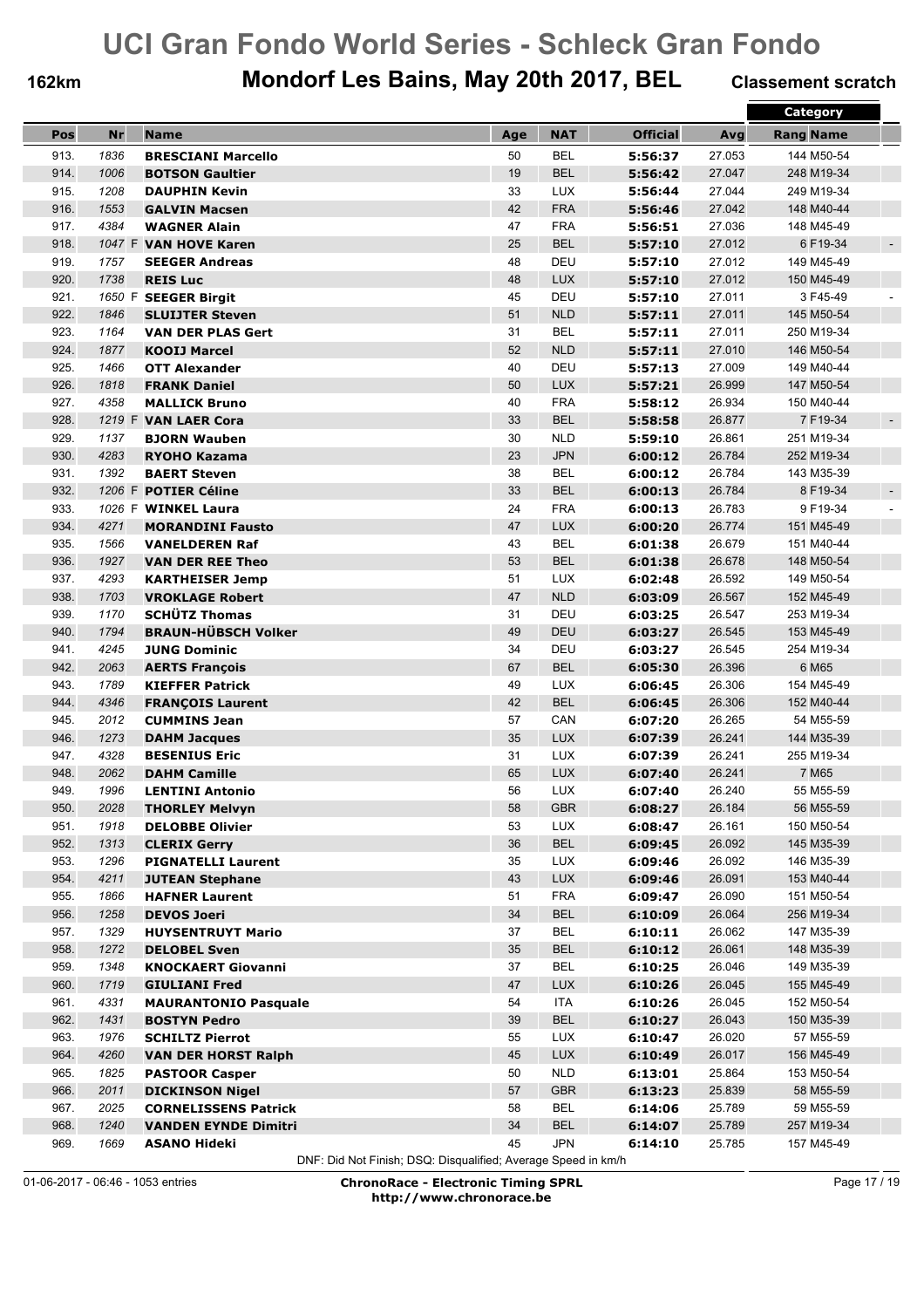# UCI Gran Fondo World Series - Schleck Gran Fondo

**162km** **Mondorf Les Bains, May 20th 2017, BEL** **Classement scratch**

| Pos | Nr | | Name | Age | NAT | Official | Avg | Category Rang | Category Name | |
|---|---|---|---|---|---|---|---|---|---|---|
| 913. | 1836 | | **BRESCIANI Marcello** | 50 | BEL | **5:56:37** | 27.053 | 144 | M50-54 | |
| 914. | 1006 | | **BOTSON Gaultier** | 19 | BEL | **5:56:42** | 27.047 | 248 | M19-34 | |
| 915. | 1208 | | **DAUPHIN Kevin** | 33 | LUX | **5:56:44** | 27.044 | 249 | M19-34 | |
| 916. | 1553 | | **GALVIN Macsen** | 42 | FRA | **5:56:46** | 27.042 | 148 | M40-44 | |
| 917. | 4384 | | **WAGNER Alain** | 47 | FRA | **5:56:51** | 27.036 | 148 | M45-49 | |
| 918. | 1047 | F | **VAN HOVE Karen** | 25 | BEL | **5:57:10** | 27.012 | 6 | F19-34 | - |
| 919. | 1757 | | **SEEGER Andreas** | 48 | DEU | **5:57:10** | 27.012 | 149 | M45-49 | |
| 920. | 1738 | | **REIS Luc** | 48 | LUX | **5:57:10** | 27.012 | 150 | M45-49 | |
| 921. | 1650 | F | **SEEGER Birgit** | 45 | DEU | **5:57:10** | 27.011 | 3 | F45-49 | - |
| 922. | 1846 | | **SLUIJTER Steven** | 51 | NLD | **5:57:11** | 27.011 | 145 | M50-54 | |
| 923. | 1164 | | **VAN DER PLAS Gert** | 31 | BEL | **5:57:11** | 27.011 | 250 | M19-34 | |
| 924. | 1877 | | **KOOIJ Marcel** | 52 | NLD | **5:57:11** | 27.010 | 146 | M50-54 | |
| 925. | 1466 | | **OTT Alexander** | 40 | DEU | **5:57:13** | 27.009 | 149 | M40-44 | |
| 926. | 1818 | | **FRANK Daniel** | 50 | LUX | **5:57:21** | 26.999 | 147 | M50-54 | |
| 927. | 4358 | | **MALLICK Bruno** | 40 | FRA | **5:58:12** | 26.934 | 150 | M40-44 | |
| 928. | 1219 | F | **VAN LAER Cora** | 33 | BEL | **5:58:58** | 26.877 | 7 | F19-34 | - |
| 929. | 1137 | | **BJORN Wauben** | 30 | NLD | **5:59:10** | 26.861 | 251 | M19-34 | |
| 930. | 4283 | | **RYOHO Kazama** | 23 | JPN | **6:00:12** | 26.784 | 252 | M19-34 | |
| 931. | 1392 | | **BAERT Steven** | 38 | BEL | **6:00:12** | 26.784 | 143 | M35-39 | |
| 932. | 1206 | F | **POTIER Céline** | 33 | BEL | **6:00:13** | 26.784 | 8 | F19-34 | - |
| 933. | 1026 | F | **WINKEL Laura** | 24 | FRA | **6:00:13** | 26.783 | 9 | F19-34 | - |
| 934. | 4271 | | **MORANDINI Fausto** | 47 | LUX | **6:00:20** | 26.774 | 151 | M45-49 | |
| 935. | 1566 | | **VANELDEREN Raf** | 43 | BEL | **6:01:38** | 26.679 | 151 | M40-44 | |
| 936. | 1927 | | **VAN DER REE Theo** | 53 | BEL | **6:01:38** | 26.678 | 148 | M50-54 | |
| 937. | 4293 | | **KARTHEISER Jemp** | 51 | LUX | **6:02:48** | 26.592 | 149 | M50-54 | |
| 938. | 1703 | | **VROKLAGE Robert** | 47 | NLD | **6:03:09** | 26.567 | 152 | M45-49 | |
| 939. | 1170 | | **SCHÜTZ Thomas** | 31 | DEU | **6:03:25** | 26.547 | 253 | M19-34 | |
| 940. | 1794 | | **BRAUN-HÜBSCH Volker** | 49 | DEU | **6:03:27** | 26.545 | 153 | M45-49 | |
| 941. | 4245 | | **JUNG Dominic** | 34 | DEU | **6:03:27** | 26.545 | 254 | M19-34 | |
| 942. | 2063 | | **AERTS François** | 67 | BEL | **6:05:30** | 26.396 | 6 | M65 | |
| 943. | 1789 | | **KIEFFER Patrick** | 49 | LUX | **6:06:45** | 26.306 | 154 | M45-49 | |
| 944. | 4346 | | **FRANÇOIS Laurent** | 42 | BEL | **6:06:45** | 26.306 | 152 | M40-44 | |
| 945. | 2012 | | **CUMMINS Jean** | 57 | CAN | **6:07:20** | 26.265 | 54 | M55-59 | |
| 946. | 1273 | | **DAHM Jacques** | 35 | LUX | **6:07:39** | 26.241 | 144 | M35-39 | |
| 947. | 4328 | | **BESENIUS Eric** | 31 | LUX | **6:07:39** | 26.241 | 255 | M19-34 | |
| 948. | 2062 | | **DAHM Camille** | 65 | LUX | **6:07:40** | 26.241 | 7 | M65 | |
| 949. | 1996 | | **LENTINI Antonio** | 56 | LUX | **6:07:40** | 26.240 | 55 | M55-59 | |
| 950. | 2028 | | **THORLEY Melvyn** | 58 | GBR | **6:08:27** | 26.184 | 56 | M55-59 | |
| 951. | 1918 | | **DELOBBE Olivier** | 53 | LUX | **6:08:47** | 26.161 | 150 | M50-54 | |
| 952. | 1313 | | **CLERIX Gerry** | 36 | BEL | **6:09:45** | 26.092 | 145 | M35-39 | |
| 953. | 1296 | | **PIGNATELLI Laurent** | 35 | LUX | **6:09:46** | 26.092 | 146 | M35-39 | |
| 954. | 4211 | | **JUTEAN Stephane** | 43 | LUX | **6:09:46** | 26.091 | 153 | M40-44 | |
| 955. | 1866 | | **HAFNER Laurent** | 51 | FRA | **6:09:47** | 26.090 | 151 | M50-54 | |
| 956. | 1258 | | **DEVOS Joeri** | 34 | BEL | **6:10:09** | 26.064 | 256 | M19-34 | |
| 957. | 1329 | | **HUYSENTRUYT Mario** | 37 | BEL | **6:10:11** | 26.062 | 147 | M35-39 | |
| 958. | 1272 | | **DELOBEL Sven** | 35 | BEL | **6:10:12** | 26.061 | 148 | M35-39 | |
| 959. | 1348 | | **KNOCKAERT Giovanni** | 37 | BEL | **6:10:25** | 26.046 | 149 | M35-39 | |
| 960. | 1719 | | **GIULIANI Fred** | 47 | LUX | **6:10:26** | 26.045 | 155 | M45-49 | |
| 961. | 4331 | | **MAURANTONIO Pasquale** | 54 | ITA | **6:10:26** | 26.045 | 152 | M50-54 | |
| 962. | 1431 | | **BOSTYN Pedro** | 39 | BEL | **6:10:27** | 26.043 | 150 | M35-39 | |
| 963. | 1976 | | **SCHILTZ Pierrot** | 55 | LUX | **6:10:47** | 26.020 | 57 | M55-59 | |
| 964. | 4260 | | **VAN DER HORST Ralph** | 45 | LUX | **6:10:49** | 26.017 | 156 | M45-49 | |
| 965. | 1825 | | **PASTOOR Casper** | 50 | NLD | **6:13:01** | 25.864 | 153 | M50-54 | |
| 966. | 2011 | | **DICKINSON Nigel** | 57 | GBR | **6:13:23** | 25.839 | 58 | M55-59 | |
| 967. | 2025 | | **CORNELISSENS Patrick** | 58 | BEL | **6:14:06** | 25.789 | 59 | M55-59 | |
| 968. | 1240 | | **VANDEN EYNDE Dimitri** | 34 | BEL | **6:14:07** | 25.789 | 257 | M19-34 | |
| 969. | 1669 | | **ASANO Hideki** | 45 | JPN | **6:14:10** | 25.785 | 157 | M45-49 | |

DNF: Did Not Finish; DSQ: Disqualified; Average Speed in km/h

01-06-2017 - 06:46 - 1053 entries

**ChronoRace - Electronic Timing SPRL**
**http://www.chronorace.be**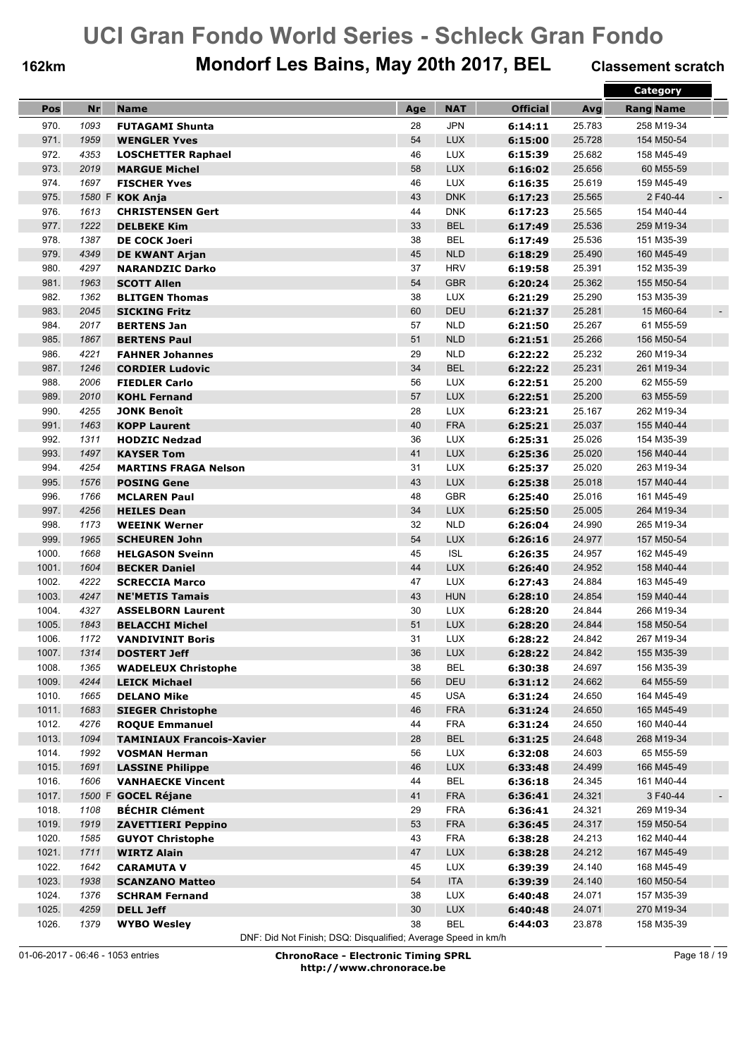# UCI Gran Fondo World Series - Schleck Gran Fondo

**162km** — **Mondorf Les Bains, May 20th 2017, BEL** — **Classement scratch**

| Pos | Nr | Name | Age | NAT | Official | Avg | Category Rang | Category Name | |
|---|---|---|---|---|---|---|---|---|---|
| 970. | 1093 | **FUTAGAMI Shunta** | 28 | JPN | **6:14:11** | 25.783 | 258 | M19-34 | |
| 971. | 1959 | **WENGLER Yves** | 54 | LUX | **6:15:00** | 25.728 | 154 | M50-54 | |
| 972. | 4353 | **LOSCHETTER Raphael** | 46 | LUX | **6:15:39** | 25.682 | 158 | M45-49 | |
| 973. | 2019 | **MARGUE Michel** | 58 | LUX | **6:16:02** | 25.656 | 60 | M55-59 | |
| 974. | 1697 | **FISCHER Yves** | 46 | LUX | **6:16:35** | 25.619 | 159 | M45-49 | |
| 975. | 1580 F | **KOK Anja** | 43 | DNK | **6:17:23** | 25.565 | 2 | F40-44 | - |
| 976. | 1613 | **CHRISTENSEN Gert** | 44 | DNK | **6:17:23** | 25.565 | 154 | M40-44 | |
| 977. | 1222 | **DELBEKE Kim** | 33 | BEL | **6:17:49** | 25.536 | 259 | M19-34 | |
| 978. | 1387 | **DE COCK Joeri** | 38 | BEL | **6:17:49** | 25.536 | 151 | M35-39 | |
| 979. | 4349 | **DE KWANT Arjan** | 45 | NLD | **6:18:29** | 25.490 | 160 | M45-49 | |
| 980. | 4297 | **NARANDZIC Darko** | 37 | HRV | **6:19:58** | 25.391 | 152 | M35-39 | |
| 981. | 1963 | **SCOTT Allen** | 54 | GBR | **6:20:24** | 25.362 | 155 | M50-54 | |
| 982. | 1362 | **BLITGEN Thomas** | 38 | LUX | **6:21:29** | 25.290 | 153 | M35-39 | |
| 983. | 2045 | **SICKING Fritz** | 60 | DEU | **6:21:37** | 25.281 | 15 | M60-64 | - |
| 984. | 2017 | **BERTENS Jan** | 57 | NLD | **6:21:50** | 25.267 | 61 | M55-59 | |
| 985. | 1867 | **BERTENS Paul** | 51 | NLD | **6:21:51** | 25.266 | 156 | M50-54 | |
| 986. | 4221 | **FAHNER Johannes** | 29 | NLD | **6:22:22** | 25.232 | 260 | M19-34 | |
| 987. | 1246 | **CORDIER Ludovic** | 34 | BEL | **6:22:22** | 25.231 | 261 | M19-34 | |
| 988. | 2006 | **FIEDLER Carlo** | 56 | LUX | **6:22:51** | 25.200 | 62 | M55-59 | |
| 989. | 2010 | **KOHL Fernand** | 57 | LUX | **6:22:51** | 25.200 | 63 | M55-59 | |
| 990. | 4255 | **JONK Benoît** | 28 | LUX | **6:23:21** | 25.167 | 262 | M19-34 | |
| 991. | 1463 | **KOPP Laurent** | 40 | FRA | **6:25:21** | 25.037 | 155 | M40-44 | |
| 992. | 1311 | **HODZIC Nedzad** | 36 | LUX | **6:25:31** | 25.026 | 154 | M35-39 | |
| 993. | 1497 | **KAYSER Tom** | 41 | LUX | **6:25:36** | 25.020 | 156 | M40-44 | |
| 994. | 4254 | **MARTINS FRAGA Nelson** | 31 | LUX | **6:25:37** | 25.020 | 263 | M19-34 | |
| 995. | 1576 | **POSING Gene** | 43 | LUX | **6:25:38** | 25.018 | 157 | M40-44 | |
| 996. | 1766 | **MCLAREN Paul** | 48 | GBR | **6:25:40** | 25.016 | 161 | M45-49 | |
| 997. | 4256 | **HEILES Dean** | 34 | LUX | **6:25:50** | 25.005 | 264 | M19-34 | |
| 998. | 1173 | **WEEINK Werner** | 32 | NLD | **6:26:04** | 24.990 | 265 | M19-34 | |
| 999. | 1965 | **SCHEUREN John** | 54 | LUX | **6:26:16** | 24.977 | 157 | M50-54 | |
| 1000. | 1668 | **HELGASON Sveinn** | 45 | ISL | **6:26:35** | 24.957 | 162 | M45-49 | |
| 1001. | 1604 | **BECKER Daniel** | 44 | LUX | **6:26:40** | 24.952 | 158 | M40-44 | |
| 1002. | 4222 | **SCRECCIA Marco** | 47 | LUX | **6:27:43** | 24.884 | 163 | M45-49 | |
| 1003. | 4247 | **NE'METIS Tamais** | 43 | HUN | **6:28:10** | 24.854 | 159 | M40-44 | |
| 1004. | 4327 | **ASSELBORN Laurent** | 30 | LUX | **6:28:20** | 24.844 | 266 | M19-34 | |
| 1005. | 1843 | **BELACCHI Michel** | 51 | LUX | **6:28:20** | 24.844 | 158 | M50-54 | |
| 1006. | 1172 | **VANDIVINIT Boris** | 31 | LUX | **6:28:22** | 24.842 | 267 | M19-34 | |
| 1007. | 1314 | **DOSTERT Jeff** | 36 | LUX | **6:28:22** | 24.842 | 155 | M35-39 | |
| 1008. | 1365 | **WADELEUX Christophe** | 38 | BEL | **6:30:38** | 24.697 | 156 | M35-39 | |
| 1009. | 4244 | **LEICK Michael** | 56 | DEU | **6:31:12** | 24.662 | 64 | M55-59 | |
| 1010. | 1665 | **DELANO Mike** | 45 | USA | **6:31:24** | 24.650 | 164 | M45-49 | |
| 1011. | 1683 | **SIEGER Christophe** | 46 | FRA | **6:31:24** | 24.650 | 165 | M45-49 | |
| 1012. | 4276 | **ROQUE Emmanuel** | 44 | FRA | **6:31:24** | 24.650 | 160 | M40-44 | |
| 1013. | 1094 | **TAMINIAUX Francois-Xavier** | 28 | BEL | **6:31:25** | 24.648 | 268 | M19-34 | |
| 1014. | 1992 | **VOSMAN Herman** | 56 | LUX | **6:32:08** | 24.603 | 65 | M55-59 | |
| 1015. | 1691 | **LASSINE Philippe** | 46 | LUX | **6:33:48** | 24.499 | 166 | M45-49 | |
| 1016. | 1606 | **VANHAECKE Vincent** | 44 | BEL | **6:36:18** | 24.345 | 161 | M40-44 | |
| 1017. | 1500 F | **GOCEL Réjane** | 41 | FRA | **6:36:41** | 24.321 | 3 | F40-44 | - |
| 1018. | 1108 | **BÉCHIR Clément** | 29 | FRA | **6:36:41** | 24.321 | 269 | M19-34 | |
| 1019. | 1919 | **ZAVETTIERI Peppino** | 53 | FRA | **6:36:45** | 24.317 | 159 | M50-54 | |
| 1020. | 1585 | **GUYOT Christophe** | 43 | FRA | **6:38:28** | 24.213 | 162 | M40-44 | |
| 1021. | 1711 | **WIRTZ Alain** | 47 | LUX | **6:38:28** | 24.212 | 167 | M45-49 | |
| 1022. | 1642 | **CARAMUTA V** | 45 | LUX | **6:39:39** | 24.140 | 168 | M45-49 | |
| 1023. | 1938 | **SCANZANO Matteo** | 54 | ITA | **6:39:39** | 24.140 | 160 | M50-54 | |
| 1024. | 1376 | **SCHRAM Fernand** | 38 | LUX | **6:40:48** | 24.071 | 157 | M35-39 | |
| 1025. | 4259 | **DELL Jeff** | 30 | LUX | **6:40:48** | 24.071 | 270 | M19-34 | |
| 1026. | 1379 | **WYBO Wesley** | 38 | BEL | **6:44:03** | 23.878 | 158 | M35-39 | |

DNF: Did Not Finish; DSQ: Disqualified; Average Speed in km/h

01-06-2017 - 06:46 - 1053 entries

**ChronoRace - Electronic Timing SPRL**
**http://www.chronorace.be**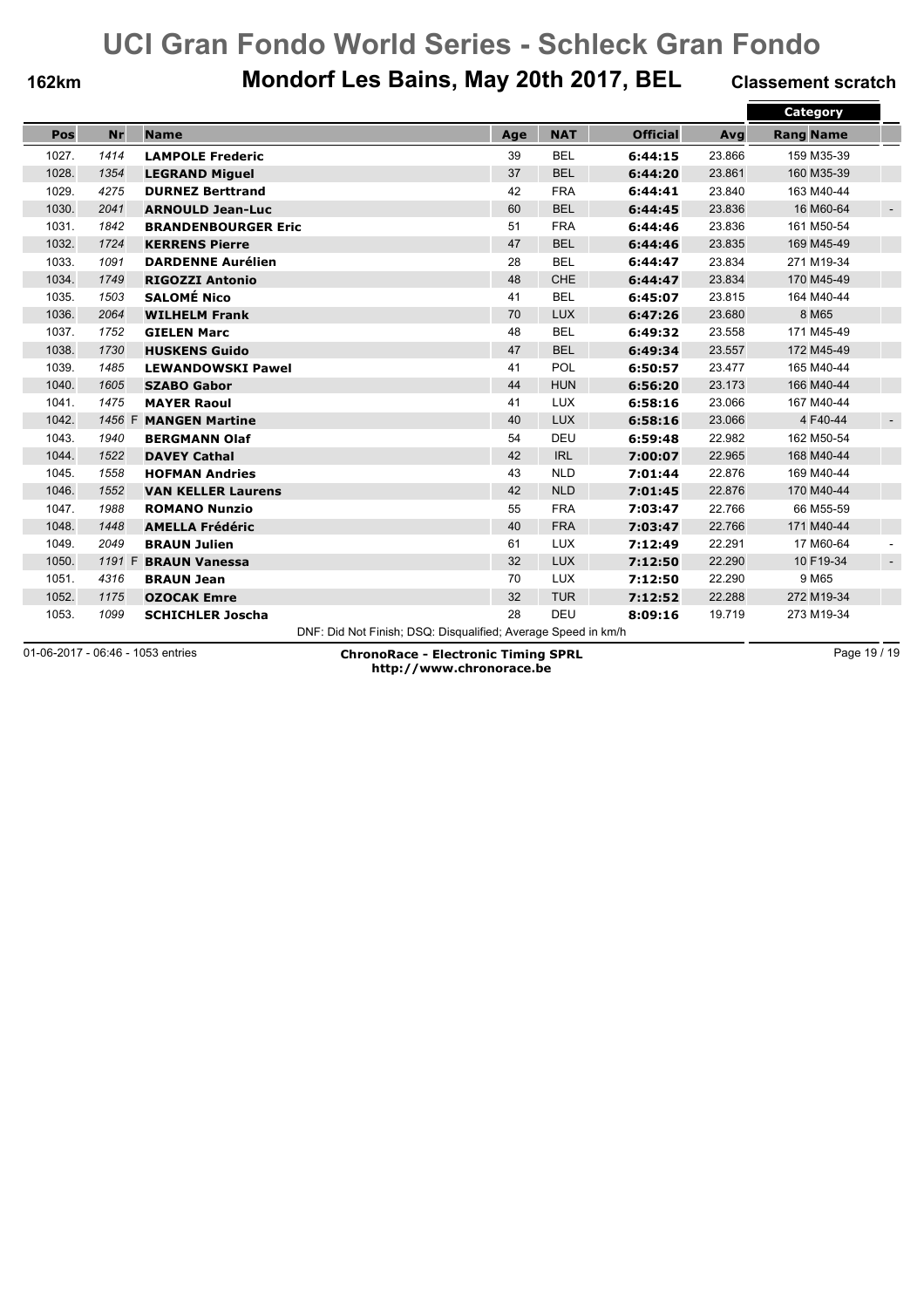# UCI Gran Fondo World Series - Schleck Gran Fondo

**162km** **Mondorf Les Bains, May 20th 2017, BEL** **Classement scratch**

| Pos | Nr | | Name | Age | NAT | Official | Avg | Category Rang | Category Name | |
|---|---|---|---|---|---|---|---|---|---|---|
| 1027. | 1414 | | **LAMPOLE Frederic** | 39 | BEL | **6:44:15** | 23.866 | 159 | M35-39 | |
| 1028. | 1354 | | **LEGRAND Miguel** | 37 | BEL | **6:44:20** | 23.861 | 160 | M35-39 | |
| 1029. | 4275 | | **DURNEZ Berttrand** | 42 | FRA | **6:44:41** | 23.840 | 163 | M40-44 | |
| 1030. | 2041 | | **ARNOULD Jean-Luc** | 60 | BEL | **6:44:45** | 23.836 | 16 | M60-64 | - |
| 1031. | 1842 | | **BRANDENBOURGER Eric** | 51 | FRA | **6:44:46** | 23.836 | 161 | M50-54 | |
| 1032. | 1724 | | **KERRENS Pierre** | 47 | BEL | **6:44:46** | 23.835 | 169 | M45-49 | |
| 1033. | 1091 | | **DARDENNE Aurélien** | 28 | BEL | **6:44:47** | 23.834 | 271 | M19-34 | |
| 1034. | 1749 | | **RIGOZZI Antonio** | 48 | CHE | **6:44:47** | 23.834 | 170 | M45-49 | |
| 1035. | 1503 | | **SALOMÉ Nico** | 41 | BEL | **6:45:07** | 23.815 | 164 | M40-44 | |
| 1036. | 2064 | | **WILHELM Frank** | 70 | LUX | **6:47:26** | 23.680 | 8 | M65 | |
| 1037. | 1752 | | **GIELEN Marc** | 48 | BEL | **6:49:32** | 23.558 | 171 | M45-49 | |
| 1038. | 1730 | | **HUSKENS Guido** | 47 | BEL | **6:49:34** | 23.557 | 172 | M45-49 | |
| 1039. | 1485 | | **LEWANDOWSKI Pawel** | 41 | POL | **6:50:57** | 23.477 | 165 | M40-44 | |
| 1040. | 1605 | | **SZABO Gabor** | 44 | HUN | **6:56:20** | 23.173 | 166 | M40-44 | |
| 1041. | 1475 | | **MAYER Raoul** | 41 | LUX | **6:58:16** | 23.066 | 167 | M40-44 | |
| 1042. | 1456 | F | **MANGEN Martine** | 40 | LUX | **6:58:16** | 23.066 | 4 | F40-44 | - |
| 1043. | 1940 | | **BERGMANN Olaf** | 54 | DEU | **6:59:48** | 22.982 | 162 | M50-54 | |
| 1044. | 1522 | | **DAVEY Cathal** | 42 | IRL | **7:00:07** | 22.965 | 168 | M40-44 | |
| 1045. | 1558 | | **HOFMAN Andries** | 43 | NLD | **7:01:44** | 22.876 | 169 | M40-44 | |
| 1046. | 1552 | | **VAN KELLER Laurens** | 42 | NLD | **7:01:45** | 22.876 | 170 | M40-44 | |
| 1047. | 1988 | | **ROMANO Nunzio** | 55 | FRA | **7:03:47** | 22.766 | 66 | M55-59 | |
| 1048. | 1448 | | **AMELLA Frédéric** | 40 | FRA | **7:03:47** | 22.766 | 171 | M40-44 | |
| 1049. | 2049 | | **BRAUN Julien** | 61 | LUX | **7:12:49** | 22.291 | 17 | M60-64 | - |
| 1050. | 1191 | F | **BRAUN Vanessa** | 32 | LUX | **7:12:50** | 22.290 | 10 | F19-34 | - |
| 1051. | 4316 | | **BRAUN Jean** | 70 | LUX | **7:12:50** | 22.290 | 9 | M65 | |
| 1052. | 1175 | | **OZOCAK Emre** | 32 | TUR | **7:12:52** | 22.288 | 272 | M19-34 | |
| 1053. | 1099 | | **SCHICHLER Joscha** | 28 | DEU | **8:09:16** | 19.719 | 273 | M19-34 | |

DNF: Did Not Finish; DSQ: Disqualified; Average Speed in km/h

01-06-2017 - 06:46 - 1053 entries

**ChronoRace - Electronic Timing SPRL**
**http://www.chronorace.be**